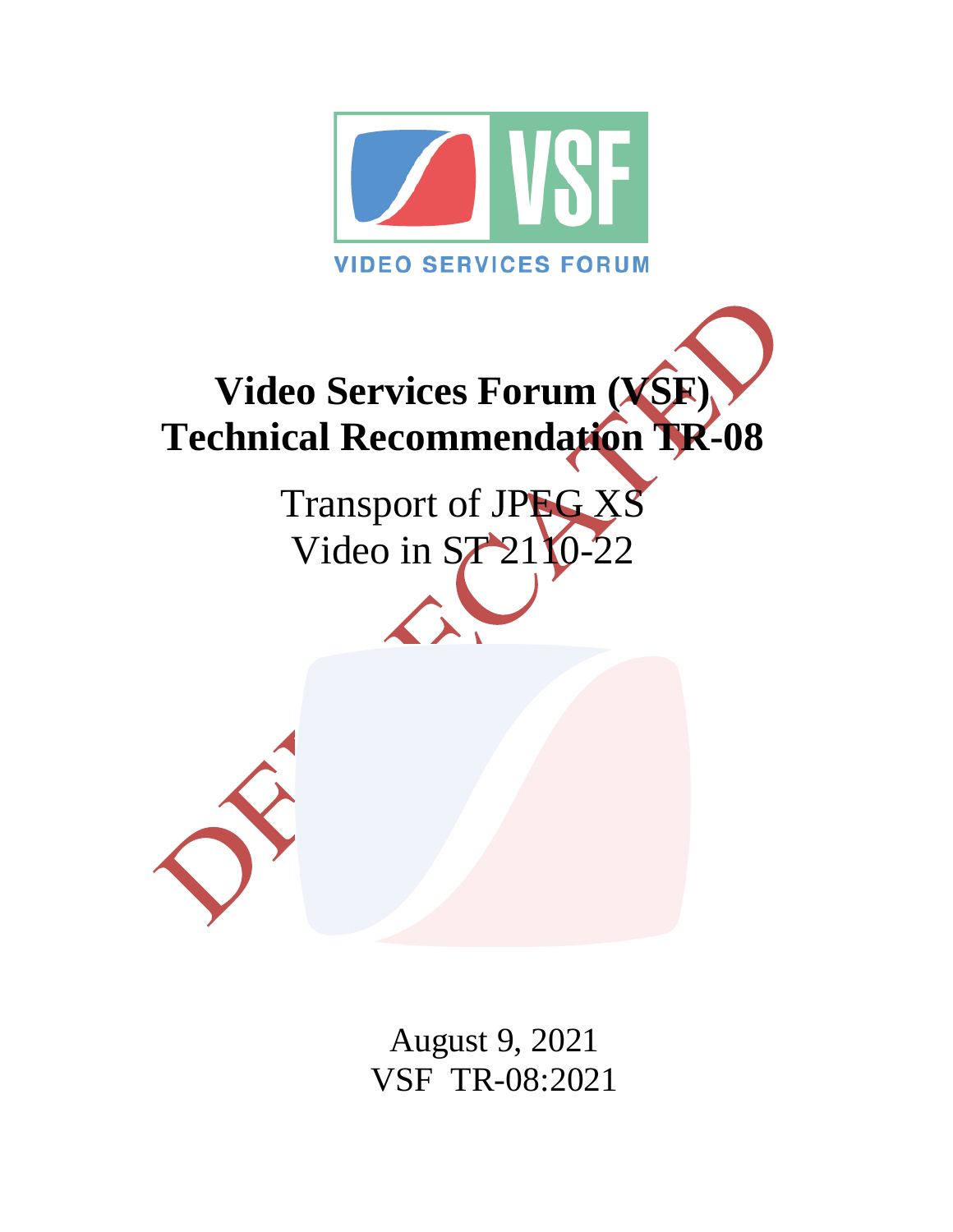VIDEO SERVICES FORUM

# Video Services Forum (VSF) Technical Recommendation TR-08

## Transport of JPEG XS Video in ST 2110-22

DEPRECATED

August 9, 2021

VSF TR-08:2021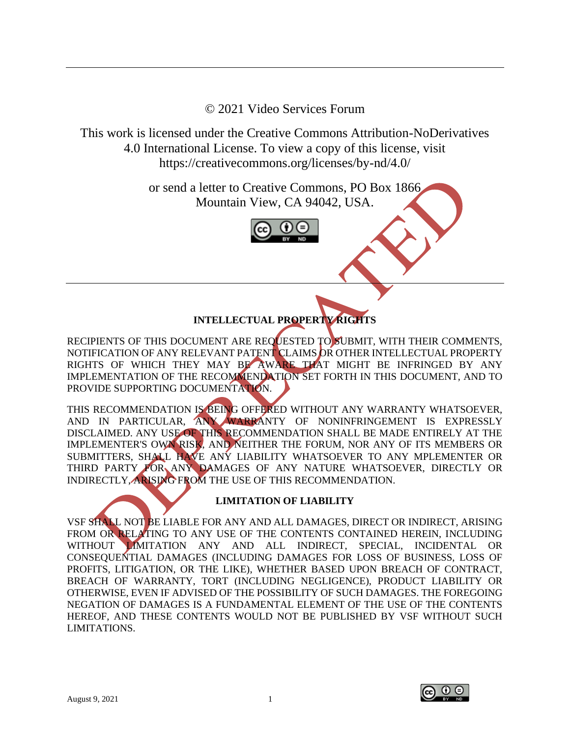© 2021 Video Services Forum

This work is licensed under the Creative Commons Attribution-NoDerivatives 4.0 International License. To view a copy of this license, visit https://creativecommons.org/licenses/by-nd/4.0/

or send a letter to Creative Commons, PO Box 1866 Mountain View, CA 94042, USA.

DEPRECATED

**INTELLECTUAL PROPERTY RIGHTS**

RECIPIENTS OF THIS DOCUMENT ARE REQUESTED TO SUBMIT, WITH THEIR COMMENTS, NOTIFICATION OF ANY RELEVANT PATENT CLAIMS OR OTHER INTELLECTUAL PROPERTY RIGHTS OF WHICH THEY MAY BE AWARE THAT MIGHT BE INFRINGED BY ANY IMPLEMENTATION OF THE RECOMMENDATION SET FORTH IN THIS DOCUMENT, AND TO PROVIDE SUPPORTING DOCUMENTATION.

THIS RECOMMENDATION IS BEING OFFERED WITHOUT ANY WARRANTY WHATSOEVER, AND IN PARTICULAR, ANY WARRANTY OF NONINFRINGEMENT IS EXPRESSLY DISCLAIMED. ANY USE OF THIS RECOMMENDATION SHALL BE MADE ENTIRELY AT THE IMPLEMENTER'S OWN RISK, AND NEITHER THE FORUM, NOR ANY OF ITS MEMBERS OR SUBMITTERS, SHALL HAVE ANY LIABILITY WHATSOEVER TO ANY MPLEMENTER OR THIRD PARTY FOR ANY DAMAGES OF ANY NATURE WHATSOEVER, DIRECTLY OR INDIRECTLY, ARISING FROM THE USE OF THIS RECOMMENDATION.

**LIMITATION OF LIABILITY**

VSF SHALL NOT BE LIABLE FOR ANY AND ALL DAMAGES, DIRECT OR INDIRECT, ARISING FROM OR RELATING TO ANY USE OF THE CONTENTS CONTAINED HEREIN, INCLUDING WITHOUT LIMITATION ANY AND ALL INDIRECT, SPECIAL, INCIDENTAL OR CONSEQUENTIAL DAMAGES (INCLUDING DAMAGES FOR LOSS OF BUSINESS, LOSS OF PROFITS, LITIGATION, OR THE LIKE), WHETHER BASED UPON BREACH OF CONTRACT, BREACH OF WARRANTY, TORT (INCLUDING NEGLIGENCE), PRODUCT LIABILITY OR OTHERWISE, EVEN IF ADVISED OF THE POSSIBILITY OF SUCH DAMAGES. THE FOREGOING NEGATION OF DAMAGES IS A FUNDAMENTAL ELEMENT OF THE USE OF THE CONTENTS HEREOF, AND THESE CONTENTS WOULD NOT BE PUBLISHED BY VSF WITHOUT SUCH LIMITATIONS.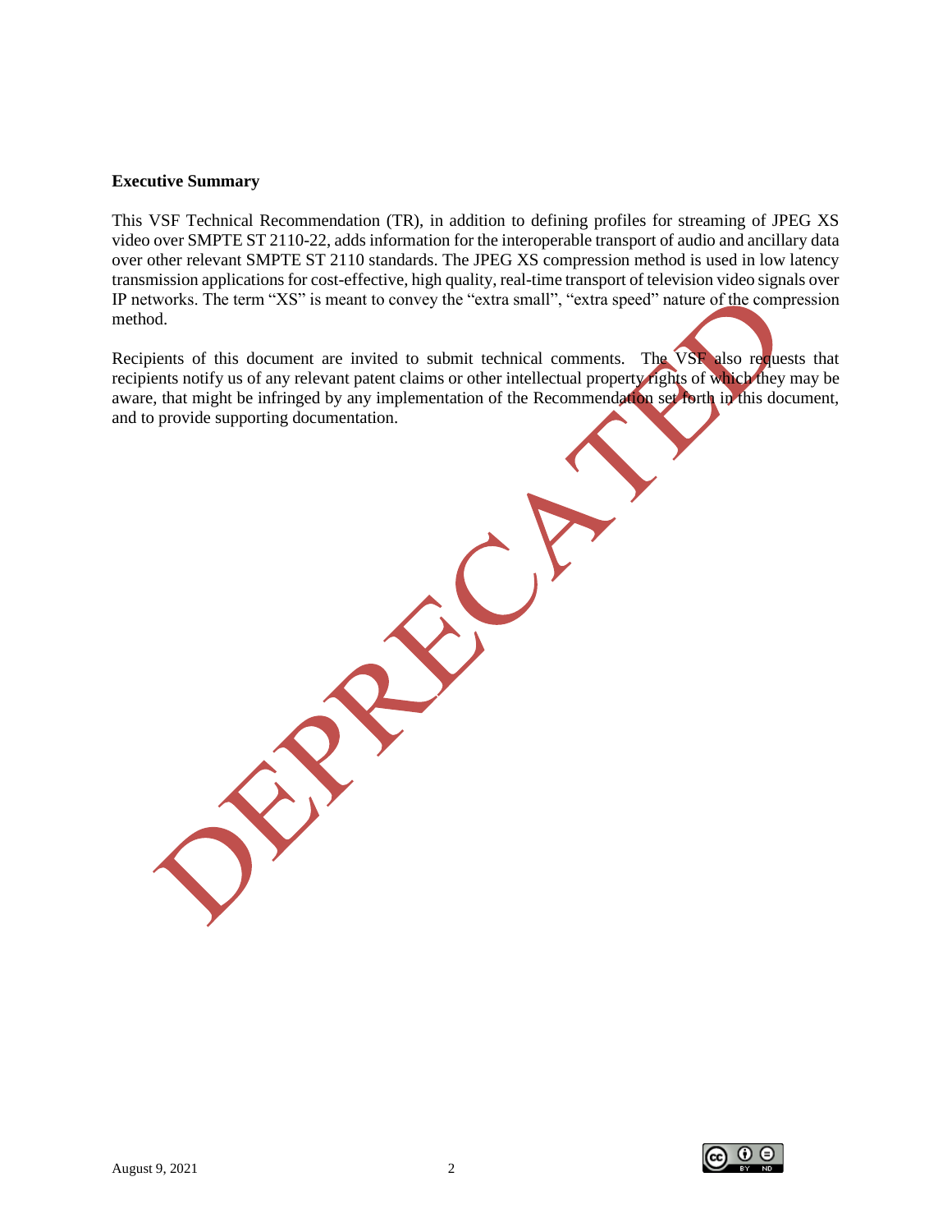**Executive Summary**

This VSF Technical Recommendation (TR), in addition to defining profiles for streaming of JPEG XS video over SMPTE ST 2110-22, adds information for the interoperable transport of audio and ancillary data over other relevant SMPTE ST 2110 standards. The JPEG XS compression method is used in low latency transmission applications for cost-effective, high quality, real-time transport of television video signals over IP networks. The term "XS" is meant to convey the "extra small", "extra speed" nature of the compression method.

Recipients of this document are invited to submit technical comments. The VSF also requests that recipients notify us of any relevant patent claims or other intellectual property rights of which they may be aware, that might be infringed by any implementation of the Recommendation set forth in this document, and to provide supporting documentation.

DEPRECATED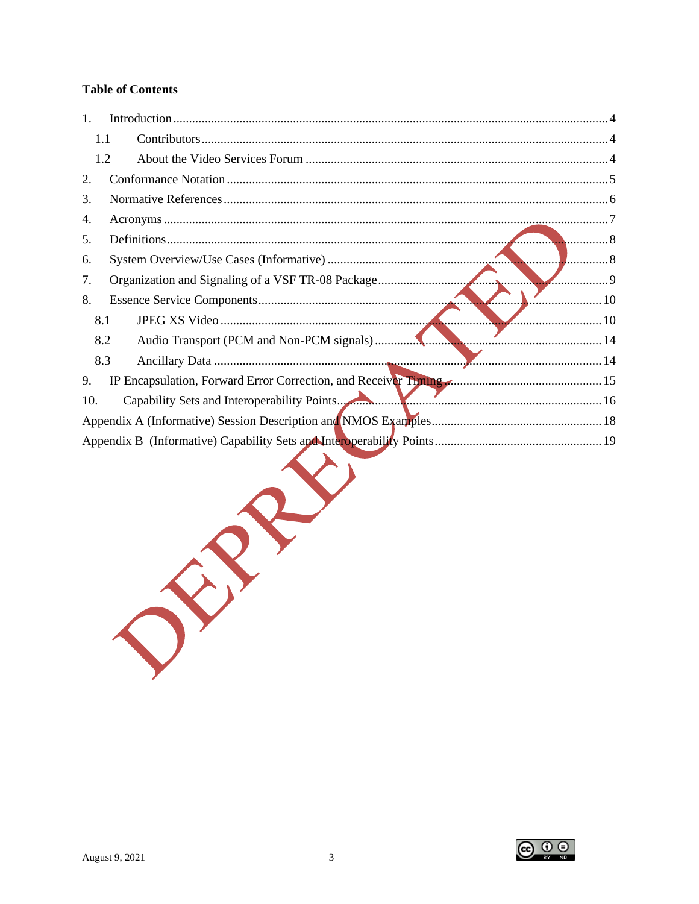**Table of Contents**

1. Introduction ........................................................................................................................ 4
   1.1 Contributors ................................................................................................................ 4
   1.2 About the Video Services Forum ............................................................................... 4
2. Conformance Notation ....................................................................................................... 5
3. Normative References ........................................................................................................ 6
4. Acronyms ........................................................................................................................... 7
5. Definitions .......................................................................................................................... 8
6. System Overview/Use Cases (Informative) ....................................................................... 8
7. Organization and Signaling of a VSF TR-08 Package ...................................................... 9
8. Essence Service Components ........................................................................................... 10
   8.1 JPEG XS Video ......................................................................................................... 10
   8.2 Audio Transport (PCM and Non-PCM signals) ........................................................ 14
   8.3 Ancillary Data ........................................................................................................... 14
9. IP Encapsulation, Forward Error Correction, and Receiver Timing ................................ 15
10. Capability Sets and Interoperability Points ...................................................................... 16

Appendix A (Informative) Session Description and NMOS Examples ..................................... 18

Appendix B (Informative) Capability Sets and Interoperability Points .................................... 19

DEPRECATED

August 9, 2021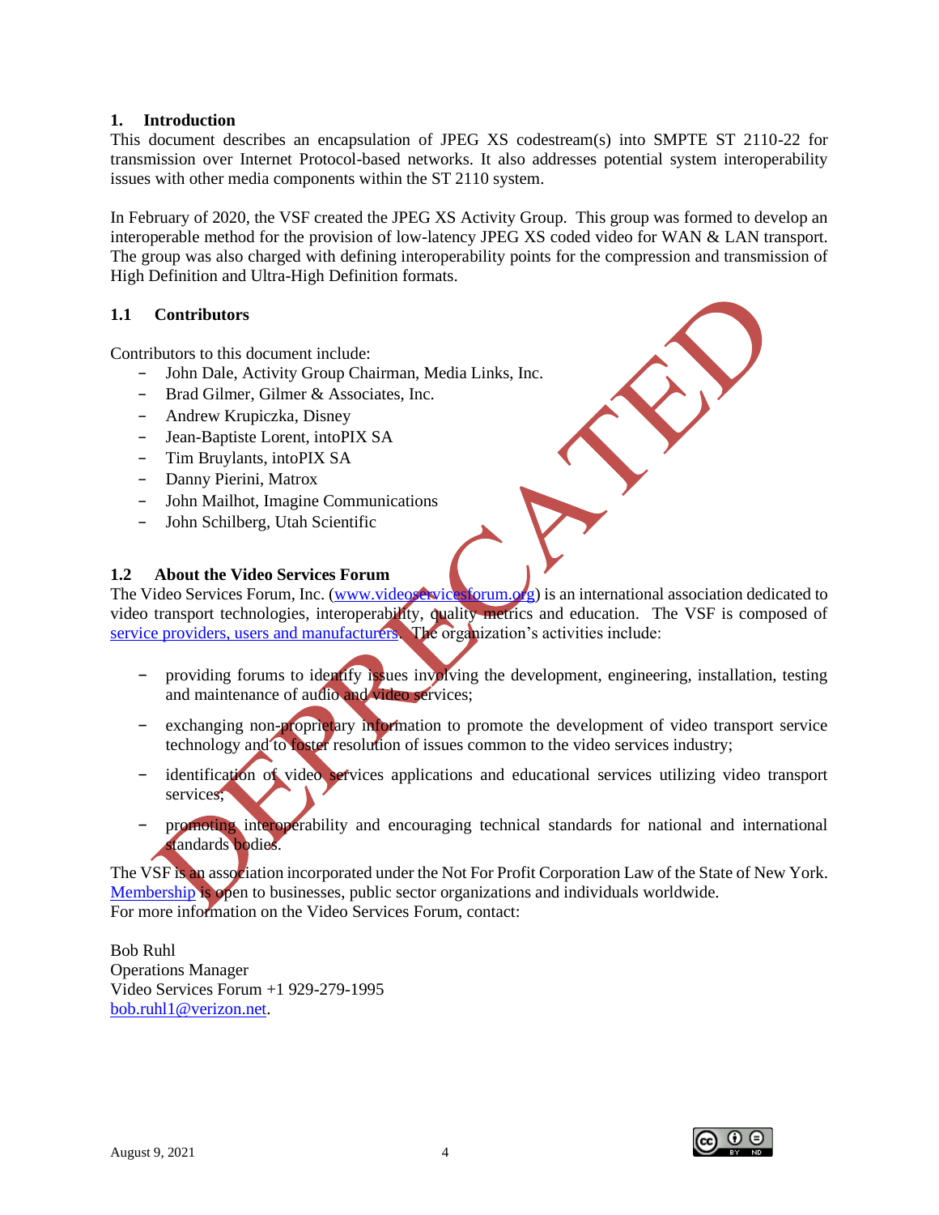## 1. Introduction

This document describes an encapsulation of JPEG XS codestream(s) into SMPTE ST 2110-22 for transmission over Internet Protocol-based networks. It also addresses potential system interoperability issues with other media components within the ST 2110 system.

In February of 2020, the VSF created the JPEG XS Activity Group. This group was formed to develop an interoperable method for the provision of low-latency JPEG XS coded video for WAN & LAN transport. The group was also charged with defining interoperability points for the compression and transmission of High Definition and Ultra-High Definition formats.

### 1.1 Contributors

Contributors to this document include:

- John Dale, Activity Group Chairman, Media Links, Inc.
- Brad Gilmer, Gilmer & Associates, Inc.
- Andrew Krupiczka, Disney
- Jean-Baptiste Lorent, intoPIX SA
- Tim Bruylants, intoPIX SA
- Danny Pierini, Matrox
- John Mailhot, Imagine Communications
- John Schilberg, Utah Scientific

### 1.2 About the Video Services Forum

The Video Services Forum, Inc. (www.videoservicesforum.org) is an international association dedicated to video transport technologies, interoperability, quality metrics and education. The VSF is composed of service providers, users and manufacturers. The organization's activities include:

- providing forums to identify issues involving the development, engineering, installation, testing and maintenance of audio and video services;
- exchanging non-proprietary information to promote the development of video transport service technology and to foster resolution of issues common to the video services industry;
- identification of video services applications and educational services utilizing video transport services;
- promoting interoperability and encouraging technical standards for national and international standards bodies.

The VSF is an association incorporated under the Not For Profit Corporation Law of the State of New York. Membership is open to businesses, public sector organizations and individuals worldwide. For more information on the Video Services Forum, contact:

Bob Ruhl
Operations Manager
Video Services Forum +1 929-279-1995
bob.ruhl1@verizon.net.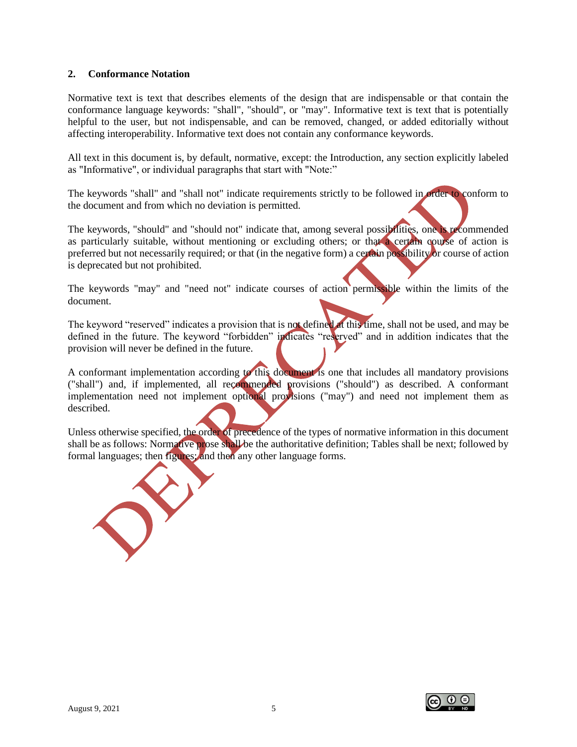## 2. Conformance Notation

Normative text is text that describes elements of the design that are indispensable or that contain the conformance language keywords: "shall", "should", or "may". Informative text is text that is potentially helpful to the user, but not indispensable, and can be removed, changed, or added editorially without affecting interoperability. Informative text does not contain any conformance keywords.

All text in this document is, by default, normative, except: the Introduction, any section explicitly labeled as "Informative", or individual paragraphs that start with "Note:"

The keywords "shall" and "shall not" indicate requirements strictly to be followed in order to conform to the document and from which no deviation is permitted.

The keywords, "should" and "should not" indicate that, among several possibilities, one is recommended as particularly suitable, without mentioning or excluding others; or that a certain course of action is preferred but not necessarily required; or that (in the negative form) a certain possibility or course of action is deprecated but not prohibited.

The keywords "may" and "need not" indicate courses of action permissible within the limits of the document.

The keyword "reserved" indicates a provision that is not defined at this time, shall not be used, and may be defined in the future. The keyword "forbidden" indicates "reserved" and in addition indicates that the provision will never be defined in the future.

A conformant implementation according to this document is one that includes all mandatory provisions ("shall") and, if implemented, all recommended provisions ("should") as described. A conformant implementation need not implement optional provisions ("may") and need not implement them as described.

Unless otherwise specified, the order of precedence of the types of normative information in this document shall be as follows: Normative prose shall be the authoritative definition; Tables shall be next; followed by formal languages; then figures; and then any other language forms.

DEPRECATED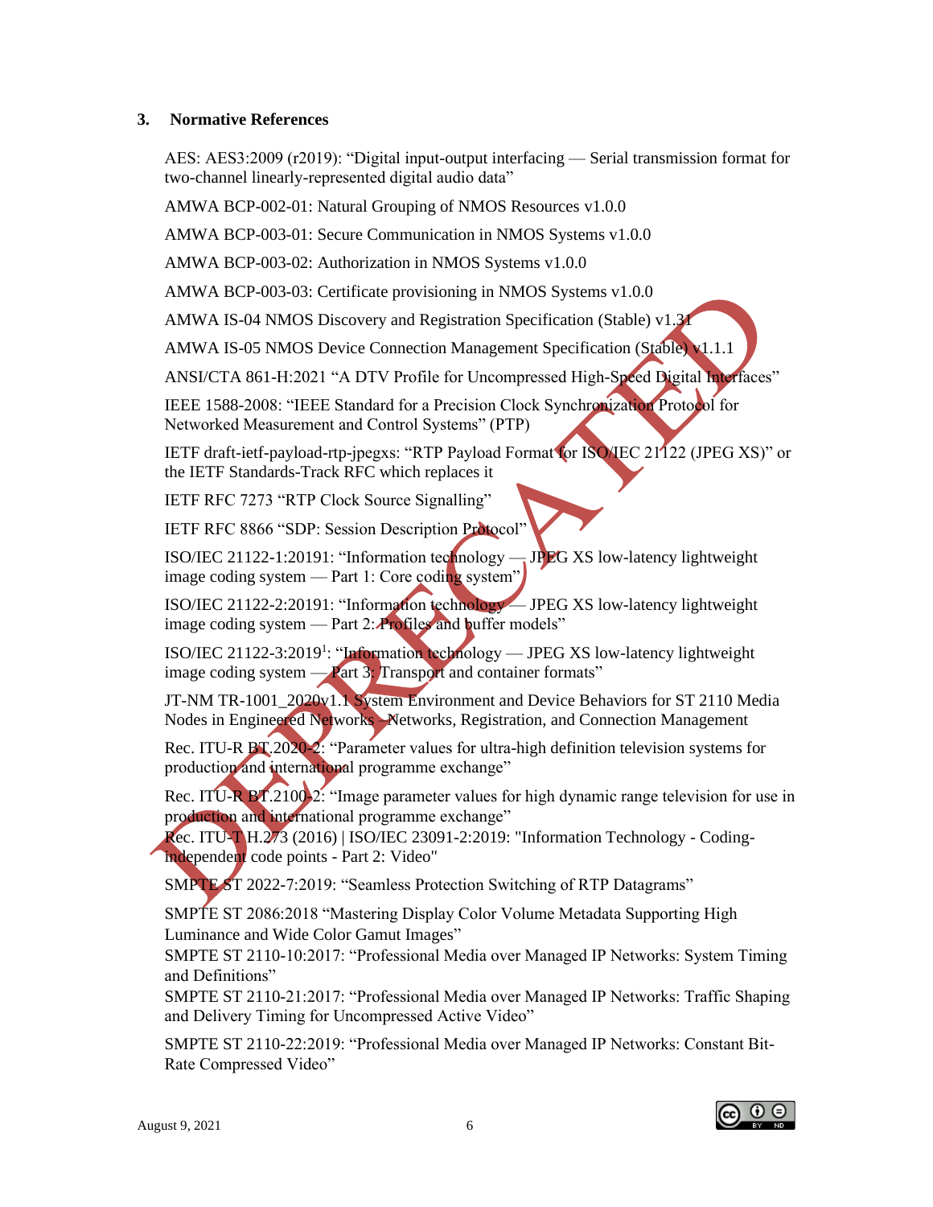## 3. Normative References

AES: AES3:2009 (r2019): “Digital input-output interfacing — Serial transmission format for two-channel linearly-represented digital audio data”

AMWA BCP-002-01: Natural Grouping of NMOS Resources v1.0.0

AMWA BCP-003-01: Secure Communication in NMOS Systems v1.0.0

AMWA BCP-003-02: Authorization in NMOS Systems v1.0.0

AMWA BCP-003-03: Certificate provisioning in NMOS Systems v1.0.0

AMWA IS-04 NMOS Discovery and Registration Specification (Stable) v1.3

AMWA IS-05 NMOS Device Connection Management Specification (Stable) v1.1.1

ANSI/CTA 861-H:2021 “A DTV Profile for Uncompressed High-Speed Digital Interfaces”

IEEE 1588-2008: “IEEE Standard for a Precision Clock Synchronization Protocol for Networked Measurement and Control Systems” (PTP)

IETF draft-ietf-payload-rtp-jpegxs: “RTP Payload Format for ISO/IEC 21122 (JPEG XS)” or the IETF Standards-Track RFC which replaces it

IETF RFC 7273 “RTP Clock Source Signalling”

IETF RFC 8866 “SDP: Session Description Protocol”

ISO/IEC 21122-1:2019[1]: “Information technology — JPEG XS low-latency lightweight image coding system — Part 1: Core coding system”

ISO/IEC 21122-2:2019[1]: “Information technology — JPEG XS low-latency lightweight image coding system — Part 2: Profiles and buffer models”

ISO/IEC 21122-3:2019[1]: “Information technology — JPEG XS low-latency lightweight image coding system — Part 3: Transport and container formats”

JT-NM TR-1001_2020v1.1 System Environment and Device Behaviors for ST 2110 Media Nodes in Engineered Networks – Networks, Registration, and Connection Management

Rec. ITU-R BT.2020-2: “Parameter values for ultra-high definition television systems for production and international programme exchange”

Rec. ITU-R BT.2100-2: “Image parameter values for high dynamic range television for use in production and international programme exchange”

Rec. ITU-T H.273 (2016) | ISO/IEC 23091-2:2019: "Information Technology - Coding-independent code points - Part 2: Video"

SMPTE ST 2022-7:2019: “Seamless Protection Switching of RTP Datagrams”

SMPTE ST 2086:2018 “Mastering Display Color Volume Metadata Supporting High Luminance and Wide Color Gamut Images”

SMPTE ST 2110-10:2017: “Professional Media over Managed IP Networks: System Timing and Definitions”

SMPTE ST 2110-21:2017: “Professional Media over Managed IP Networks: Traffic Shaping and Delivery Timing for Uncompressed Active Video”

SMPTE ST 2110-22:2019: “Professional Media over Managed IP Networks: Constant Bit-Rate Compressed Video”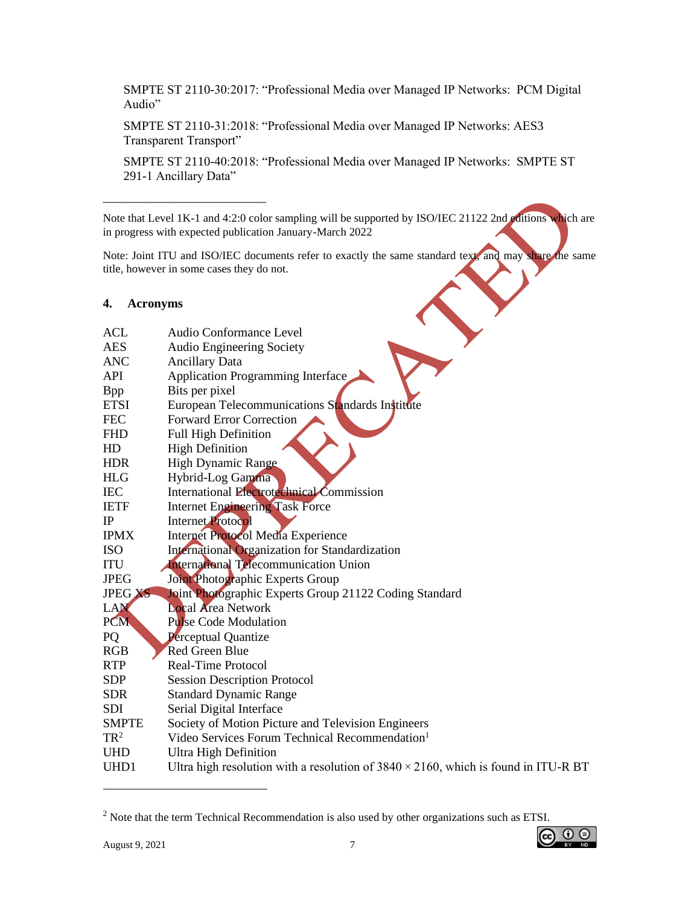SMPTE ST 2110-30:2017: "Professional Media over Managed IP Networks: PCM Digital Audio"

SMPTE ST 2110-31:2018: "Professional Media over Managed IP Networks: AES3 Transparent Transport"

SMPTE ST 2110-40:2018: "Professional Media over Managed IP Networks: SMPTE ST 291-1 Ancillary Data"

---

Note that Level 1K-1 and 4:2:0 color sampling will be supported by ISO/IEC 21122 2nd editions which are in progress with expected publication January-March 2022

Note: Joint ITU and ISO/IEC documents refer to exactly the same standard text, and may share the same title, however in some cases they do not.

## 4. Acronyms

| | |
|---|---|
| ACL | Audio Conformance Level |
| AES | Audio Engineering Society |
| ANC | Ancillary Data |
| API | Application Programming Interface |
| Bpp | Bits per pixel |
| ETSI | European Telecommunications Standards Institute |
| FEC | Forward Error Correction |
| FHD | Full High Definition |
| HD | High Definition |
| HDR | High Dynamic Range |
| HLG | Hybrid-Log Gamma |
| IEC | International Electrotechnical Commission |
| IETF | Internet Engineering Task Force |
| IP | Internet Protocol |
| IPMX | Internet Protocol Media Experience |
| ISO | International Organization for Standardization |
| ITU | International Telecommunication Union |
| JPEG | Joint Photographic Experts Group |
| JPEG XS | Joint Photographic Experts Group 21122 Coding Standard |
| LAN | Local Area Network |
| PCM | Pulse Code Modulation |
| PQ | Perceptual Quantize |
| RGB | Red Green Blue |
| RTP | Real-Time Protocol |
| SDP | Session Description Protocol |
| SDR | Standard Dynamic Range |
| SDI | Serial Digital Interface |
| SMPTE | Society of Motion Picture and Television Engineers |
| TR[2] | Video Services Forum Technical Recommendation[1] |
| UHD | Ultra High Definition |
| UHD1 | Ultra high resolution with a resolution of 3840 × 2160, which is found in ITU-R BT |

---

[2] Note that the term Technical Recommendation is also used by other organizations such as ETSI.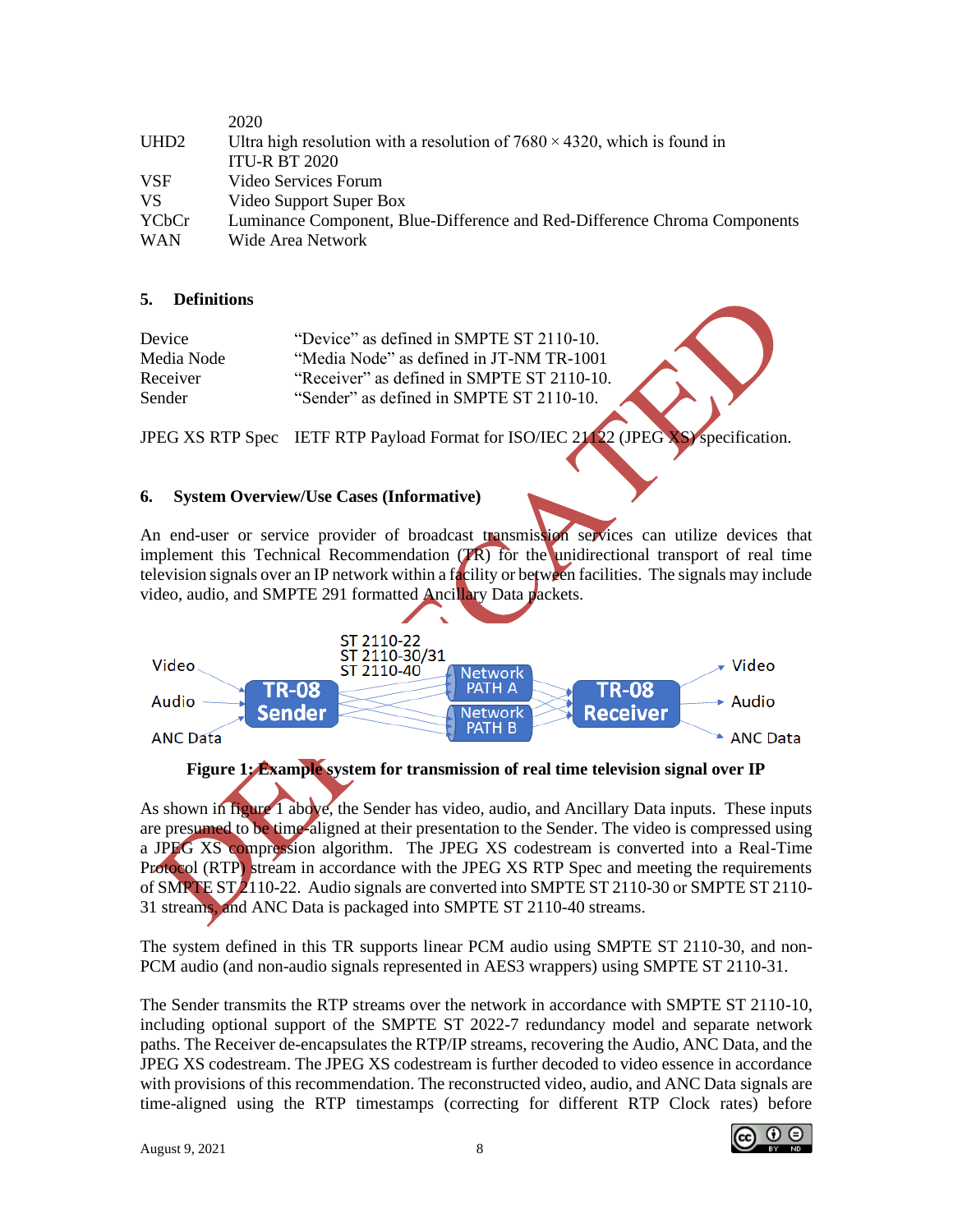| | |
|---|---|
| | 2020 |
| UHD2 | Ultra high resolution with a resolution of 7680 × 4320, which is found in ITU-R BT 2020 |
| VSF | Video Services Forum |
| VS | Video Support Super Box |
| YCbCr | Luminance Component, Blue-Difference and Red-Difference Chroma Components |
| WAN | Wide Area Network |

## 5. Definitions

| | |
|---|---|
| Device | "Device" as defined in SMPTE ST 2110-10. |
| Media Node | "Media Node" as defined in JT-NM TR-1001 |
| Receiver | "Receiver" as defined in SMPTE ST 2110-10. |
| Sender | "Sender" as defined in SMPTE ST 2110-10. |
| JPEG XS RTP Spec | IETF RTP Payload Format for ISO/IEC 21122 (JPEG XS) specification. |

## 6. System Overview/Use Cases (Informative)

An end-user or service provider of broadcast transmission services can utilize devices that implement this Technical Recommendation (TR) for the unidirectional transport of real time television signals over an IP network within a facility or between facilities. The signals may include video, audio, and SMPTE 291 formatted Ancillary Data packets.

**Figure 1: Example system for transmission of real time television signal over IP**

As shown in figure 1 above, the Sender has video, audio, and Ancillary Data inputs. These inputs are presumed to be time-aligned at their presentation to the Sender. The video is compressed using a JPEG XS compression algorithm. The JPEG XS codestream is converted into a Real-Time Protocol (RTP) stream in accordance with the JPEG XS RTP Spec and meeting the requirements of SMPTE ST 2110-22. Audio signals are converted into SMPTE ST 2110-30 or SMPTE ST 2110-31 streams, and ANC Data is packaged into SMPTE ST 2110-40 streams.

The system defined in this TR supports linear PCM audio using SMPTE ST 2110-30, and non-PCM audio (and non-audio signals represented in AES3 wrappers) using SMPTE ST 2110-31.

The Sender transmits the RTP streams over the network in accordance with SMPTE ST 2110-10, including optional support of the SMPTE ST 2022-7 redundancy model and separate network paths. The Receiver de-encapsulates the RTP/IP streams, recovering the Audio, ANC Data, and the JPEG XS codestream. The JPEG XS codestream is further decoded to video essence in accordance with provisions of this recommendation. The reconstructed video, audio, and ANC Data signals are time-aligned using the RTP timestamps (correcting for different RTP Clock rates) before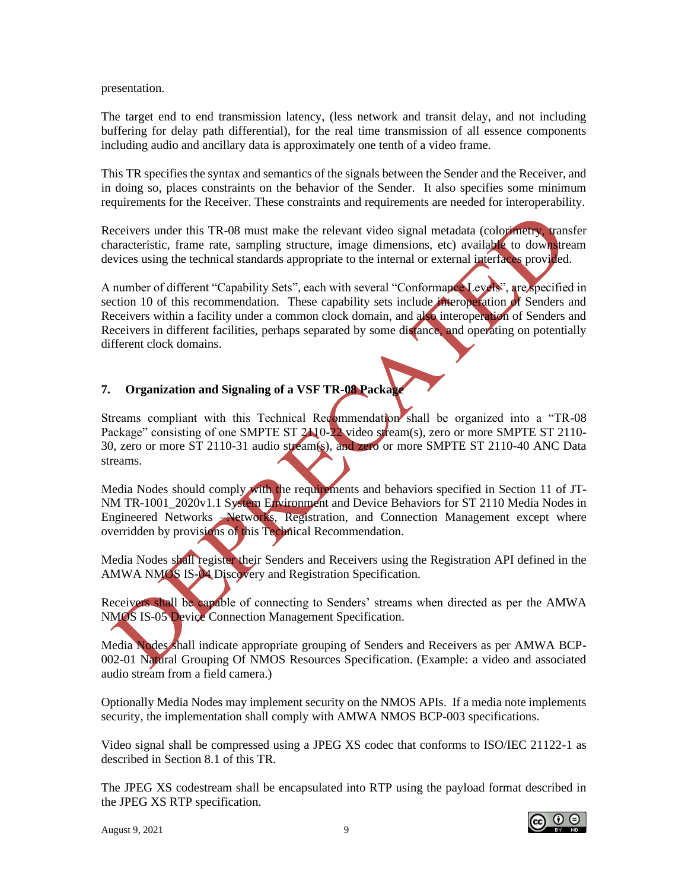presentation.

The target end to end transmission latency, (less network and transit delay, and not including buffering for delay path differential), for the real time transmission of all essence components including audio and ancillary data is approximately one tenth of a video frame.

This TR specifies the syntax and semantics of the signals between the Sender and the Receiver, and in doing so, places constraints on the behavior of the Sender. It also specifies some minimum requirements for the Receiver. These constraints and requirements are needed for interoperability.

Receivers under this TR-08 must make the relevant video signal metadata (colorimetry, transfer characteristic, frame rate, sampling structure, image dimensions, etc) available to downstream devices using the technical standards appropriate to the internal or external interfaces provided.

A number of different "Capability Sets", each with several "Conformance Levels", are specified in section 10 of this recommendation. These capability sets include interoperation of Senders and Receivers within a facility under a common clock domain, and also interoperation of Senders and Receivers in different facilities, perhaps separated by some distance, and operating on potentially different clock domains.

## 7. Organization and Signaling of a VSF TR-08 Package

Streams compliant with this Technical Recommendation shall be organized into a "TR-08 Package" consisting of one SMPTE ST 2110-22 video stream(s), zero or more SMPTE ST 2110-30, zero or more ST 2110-31 audio stream(s), and zero or more SMPTE ST 2110-40 ANC Data streams.

Media Nodes should comply with the requirements and behaviors specified in Section 11 of JT-NM TR-1001_2020v1.1 System Environment and Device Behaviors for ST 2110 Media Nodes in Engineered Networks – Networks, Registration, and Connection Management except where overridden by provisions of this Technical Recommendation.

Media Nodes shall register their Senders and Receivers using the Registration API defined in the AMWA NMOS IS-04 Discovery and Registration Specification.

Receivers shall be capable of connecting to Senders' streams when directed as per the AMWA NMOS IS-05 Device Connection Management Specification.

Media Nodes shall indicate appropriate grouping of Senders and Receivers as per AMWA BCP-002-01 Natural Grouping Of NMOS Resources Specification. (Example: a video and associated audio stream from a field camera.)

Optionally Media Nodes may implement security on the NMOS APIs. If a media note implements security, the implementation shall comply with AMWA NMOS BCP-003 specifications.

Video signal shall be compressed using a JPEG XS codec that conforms to ISO/IEC 21122-1 as described in Section 8.1 of this TR.

The JPEG XS codestream shall be encapsulated into RTP using the payload format described in the JPEG XS RTP specification.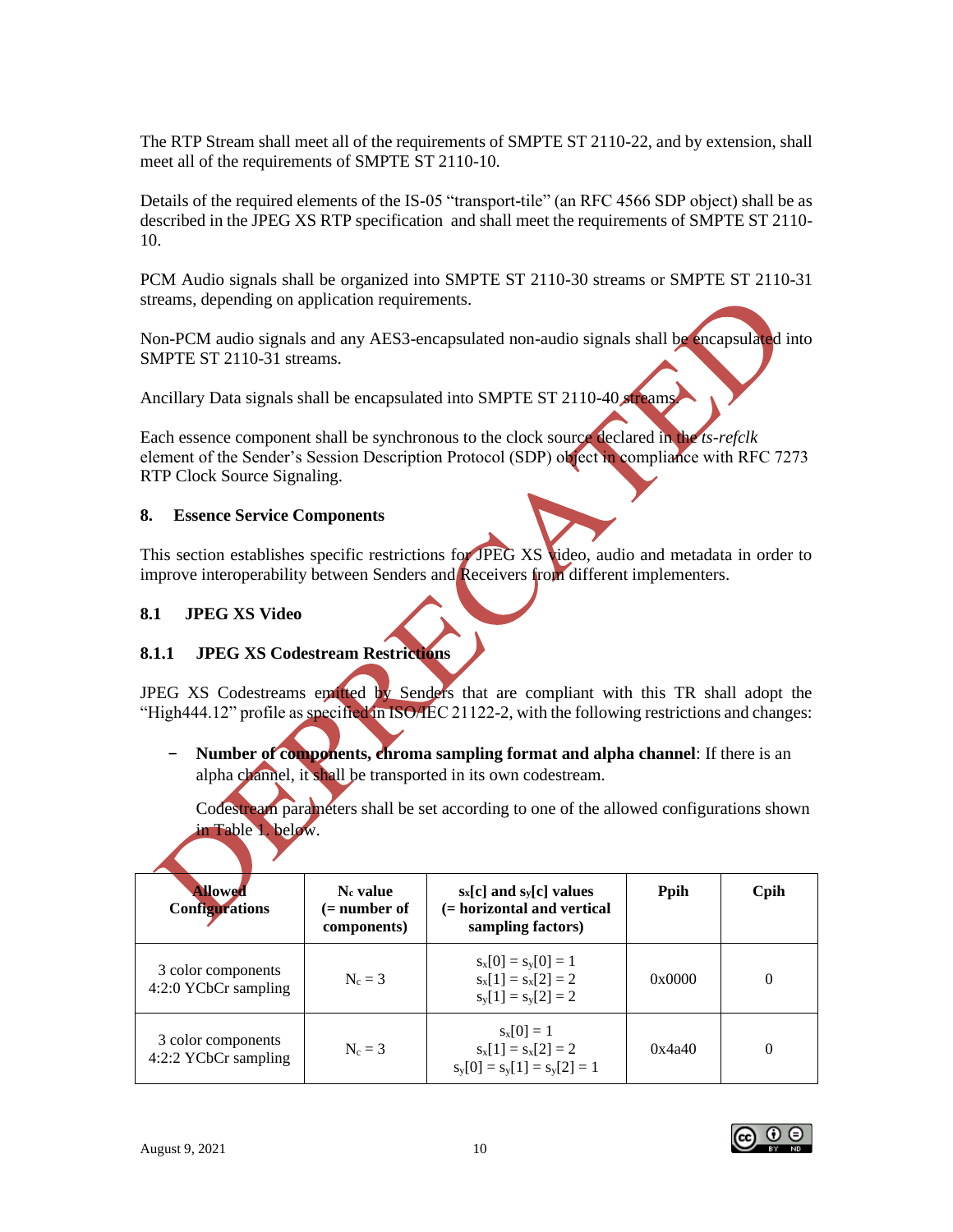The RTP Stream shall meet all of the requirements of SMPTE ST 2110-22, and by extension, shall meet all of the requirements of SMPTE ST 2110-10.

Details of the required elements of the IS-05 "transport-tile" (an RFC 4566 SDP object) shall be as described in the JPEG XS RTP specification and shall meet the requirements of SMPTE ST 2110-10.

PCM Audio signals shall be organized into SMPTE ST 2110-30 streams or SMPTE ST 2110-31 streams, depending on application requirements.

Non-PCM audio signals and any AES3-encapsulated non-audio signals shall be encapsulated into SMPTE ST 2110-31 streams.

Ancillary Data signals shall be encapsulated into SMPTE ST 2110-40 streams.

Each essence component shall be synchronous to the clock source declared in the *ts-refclk* element of the Sender's Session Description Protocol (SDP) object in compliance with RFC 7273 RTP Clock Source Signaling.

## 8. Essence Service Components

This section establishes specific restrictions for JPEG XS video, audio and metadata in order to improve interoperability between Senders and Receivers from different implementers.

### 8.1 JPEG XS Video

#### 8.1.1 JPEG XS Codestream Restrictions

JPEG XS Codestreams emitted by Senders that are compliant with this TR shall adopt the "High444.12" profile as specified in ISO/IEC 21122-2, with the following restrictions and changes:

- **Number of components, chroma sampling format and alpha channel**: If there is an alpha channel, it shall be transported in its own codestream.

  Codestream parameters shall be set according to one of the allowed configurations shown in Table 1. below.

| **Allowed Configurations** | **$N_c$ value (= number of components)** | **$s_x[c]$ and $s_y[c]$ values (= horizontal and vertical sampling factors)** | **Ppih** | **Cpih** |
|---|---|---|---|---|
| 3 color components 4:2:0 YCbCr sampling | $N_c = 3$ | $s_x[0] = s_y[0] = 1$ <br> $s_x[1] = s_x[2] = 2$ <br> $s_y[1] = s_y[2] = 2$ | 0x0000 | 0 |
| 3 color components 4:2:2 YCbCr sampling | $N_c = 3$ | $s_x[0] = 1$ <br> $s_x[1] = s_x[2] = 2$ <br> $s_y[0] = s_y[1] = s_y[2] = 1$ | 0x4a40 | 0 |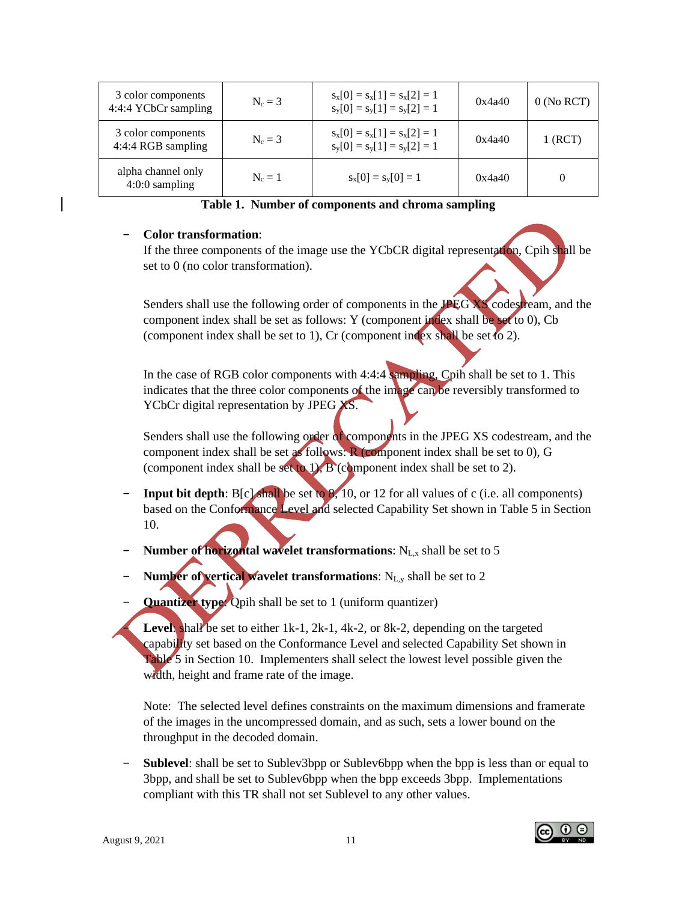| | | | | |
|---|---|---|---|---|
| 3 color components 4:4:4 YCbCr sampling | $N_c = 3$ | $s_x[0] = s_x[1] = s_x[2] = 1$ $s_y[0] = s_y[1] = s_y[2] = 1$ | 0x4a40 | 0 (No RCT) |
| 3 color components 4:4:4 RGB sampling | $N_c = 3$ | $s_x[0] = s_x[1] = s_x[2] = 1$ $s_y[0] = s_y[1] = s_y[2] = 1$ | 0x4a40 | 1 (RCT) |
| alpha channel only 4:0:0 sampling | $N_c = 1$ | $s_x[0] = s_y[0] = 1$ | 0x4a40 | 0 |

**Table 1. Number of components and chroma sampling**

- **Color transformation**:
  If the three components of the image use the YCbCR digital representation, Cpih shall be set to 0 (no color transformation).

  Senders shall use the following order of components in the JPEG XS codestream, and the component index shall be set as follows: Y (component index shall be set to 0), Cb (component index shall be set to 1), Cr (component index shall be set to 2).

  In the case of RGB color components with 4:4:4 sampling, Cpih shall be set to 1. This indicates that the three color components of the image can be reversibly transformed to YCbCr digital representation by JPEG XS.

  Senders shall use the following order of components in the JPEG XS codestream, and the component index shall be set as follows: R (component index shall be set to 0), G (component index shall be set to 1), B (component index shall be set to 2).

- **Input bit depth**: B[c] shall be set to 8, 10, or 12 for all values of c (i.e. all components) based on the Conformance Level and selected Capability Set shown in Table 5 in Section 10.

- **Number of horizontal wavelet transformations**: $N_{L,x}$ shall be set to 5

- **Number of vertical wavelet transformations**: $N_{L,y}$ shall be set to 2

- **Quantizer type**: Qpih shall be set to 1 (uniform quantizer)

- **Level**: shall be set to either 1k-1, 2k-1, 4k-2, or 8k-2, depending on the targeted capability set based on the Conformance Level and selected Capability Set shown in Table 5 in Section 10. Implementers shall select the lowest level possible given the width, height and frame rate of the image.

  Note: The selected level defines constraints on the maximum dimensions and framerate of the images in the uncompressed domain, and as such, sets a lower bound on the throughput in the decoded domain.

- **Sublevel**: shall be set to Sublev3bpp or Sublev6bpp when the bpp is less than or equal to 3bpp, and shall be set to Sublev6bpp when the bpp exceeds 3bpp. Implementations compliant with this TR shall not set Sublevel to any other values.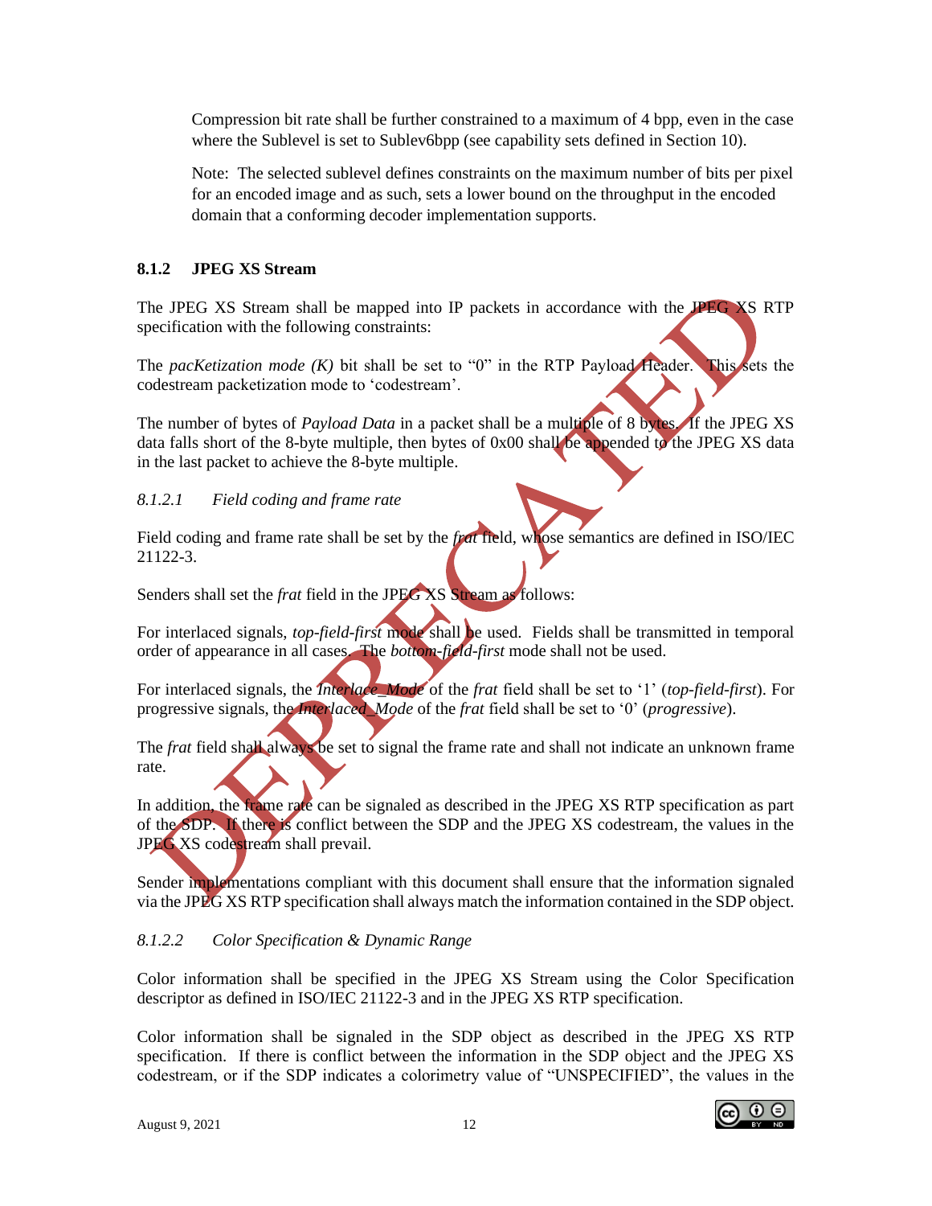Compression bit rate shall be further constrained to a maximum of 4 bpp, even in the case where the Sublevel is set to Sublev6bpp (see capability sets defined in Section 10).

Note: The selected sublevel defines constraints on the maximum number of bits per pixel for an encoded image and as such, sets a lower bound on the throughput in the encoded domain that a conforming decoder implementation supports.

### 8.1.2 JPEG XS Stream

The JPEG XS Stream shall be mapped into IP packets in accordance with the JPEG XS RTP specification with the following constraints:

The *pacKetization mode (K)* bit shall be set to "0" in the RTP Payload Header. This sets the codestream packetization mode to 'codestream'.

The number of bytes of *Payload Data* in a packet shall be a multiple of 8 bytes. If the JPEG XS data falls short of the 8-byte multiple, then bytes of 0x00 shall be appended to the JPEG XS data in the last packet to achieve the 8-byte multiple.

#### *8.1.2.1 Field coding and frame rate*

Field coding and frame rate shall be set by the *frat* field, whose semantics are defined in ISO/IEC 21122-3.

Senders shall set the *frat* field in the JPEG XS Stream as follows:

For interlaced signals, *top-field-first* mode shall be used. Fields shall be transmitted in temporal order of appearance in all cases. The *bottom-field-first* mode shall not be used.

For interlaced signals, the *Interlace_Mode* of the *frat* field shall be set to '1' (*top-field-first*). For progressive signals, the *Interlaced_Mode* of the *frat* field shall be set to '0' (*progressive*).

The *frat* field shall always be set to signal the frame rate and shall not indicate an unknown frame rate.

In addition, the frame rate can be signaled as described in the JPEG XS RTP specification as part of the SDP. If there is conflict between the SDP and the JPEG XS codestream, the values in the JPEG XS codestream shall prevail.

Sender implementations compliant with this document shall ensure that the information signaled via the JPEG XS RTP specification shall always match the information contained in the SDP object.

#### *8.1.2.2 Color Specification & Dynamic Range*

Color information shall be specified in the JPEG XS Stream using the Color Specification descriptor as defined in ISO/IEC 21122-3 and in the JPEG XS RTP specification.

Color information shall be signaled in the SDP object as described in the JPEG XS RTP specification. If there is conflict between the information in the SDP object and the JPEG XS codestream, or if the SDP indicates a colorimetry value of "UNSPECIFIED", the values in the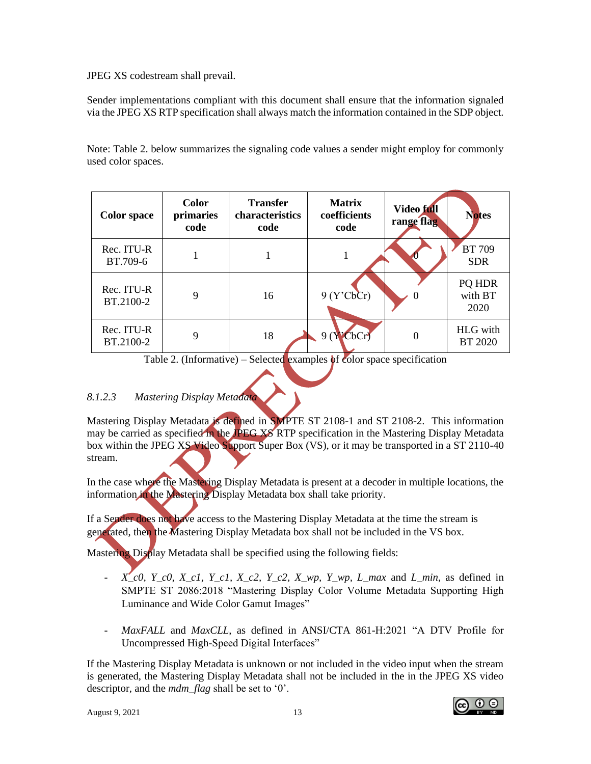JPEG XS codestream shall prevail.

Sender implementations compliant with this document shall ensure that the information signaled via the JPEG XS RTP specification shall always match the information contained in the SDP object.

Note: Table 2. below summarizes the signaling code values a sender might employ for commonly used color spaces.

| Color space | Color primaries code | Transfer characteristics code | Matrix coefficients code | Video full range flag | Notes |
|---|---|---|---|---|---|
| Rec. ITU-R BT.709-6 | 1 | 1 | 1 | 0 | BT 709 SDR |
| Rec. ITU-R BT.2100-2 | 9 | 16 | 9 (Y'CbCr) | 0 | PQ HDR with BT 2020 |
| Rec. ITU-R BT.2100-2 | 9 | 18 | 9 (Y'CbCr) | 0 | HLG with BT 2020 |

Table 2. (Informative) – Selected examples of color space specification

#### *8.1.2.3 Mastering Display Metadata*

Mastering Display Metadata is defined in SMPTE ST 2108-1 and ST 2108-2. This information may be carried as specified in the JPEG XS RTP specification in the Mastering Display Metadata box within the JPEG XS Video Support Super Box (VS), or it may be transported in a ST 2110-40 stream.

In the case where the Mastering Display Metadata is present at a decoder in multiple locations, the information in the Mastering Display Metadata box shall take priority.

If a Sender does not have access to the Mastering Display Metadata at the time the stream is generated, then the Mastering Display Metadata box shall not be included in the VS box.

Mastering Display Metadata shall be specified using the following fields:

- *X_c0*, *Y_c0*, *X_c1*, *Y_c1*, *X_c2*, *Y_c2*, *X_wp*, *Y_wp*, *L_max* and *L_min*, as defined in SMPTE ST 2086:2018 "Mastering Display Color Volume Metadata Supporting High Luminance and Wide Color Gamut Images"

- *MaxFALL* and *MaxCLL*, as defined in ANSI/CTA 861-H:2021 "A DTV Profile for Uncompressed High-Speed Digital Interfaces"

If the Mastering Display Metadata is unknown or not included in the video input when the stream is generated, the Mastering Display Metadata shall not be included in the in the JPEG XS video descriptor, and the *mdm_flag* shall be set to '0'.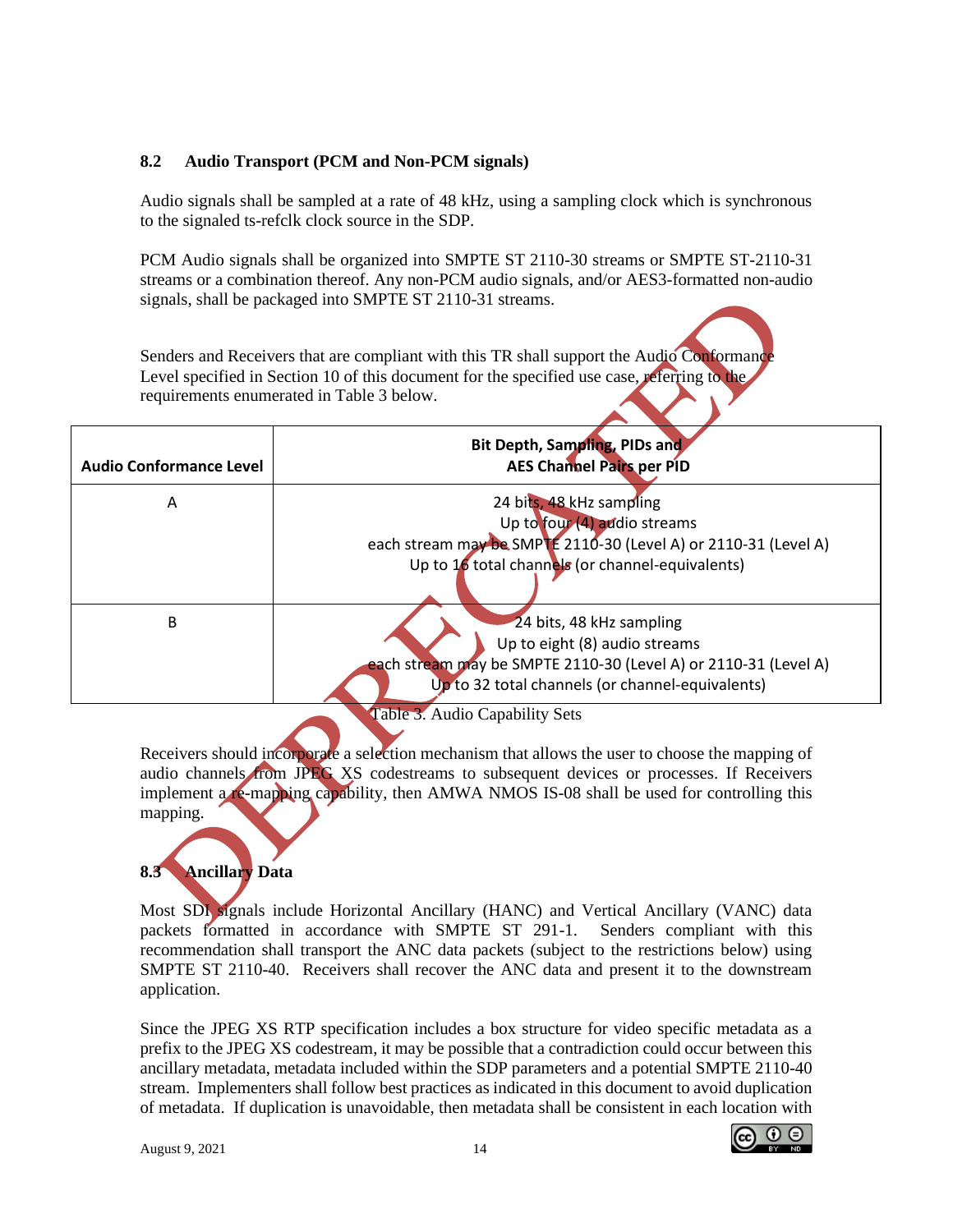### 8.2 Audio Transport (PCM and Non-PCM signals)

Audio signals shall be sampled at a rate of 48 kHz, using a sampling clock which is synchronous to the signaled ts-refclk clock source in the SDP.

PCM Audio signals shall be organized into SMPTE ST 2110-30 streams or SMPTE ST-2110-31 streams or a combination thereof. Any non-PCM audio signals, and/or AES3-formatted non-audio signals, shall be packaged into SMPTE ST 2110-31 streams.

Senders and Receivers that are compliant with this TR shall support the Audio Conformance Level specified in Section 10 of this document for the specified use case, referring to the requirements enumerated in Table 3 below.

| Audio Conformance Level | Bit Depth, Sampling, PIDs and AES Channel Pairs per PID |
|---|---|
| A | 24 bits, 48 kHz sampling<br>Up to four (4) audio streams<br>each stream may be SMPTE 2110-30 (Level A) or 2110-31 (Level A)<br>Up to 16 total channels (or channel-equivalents) |
| B | 24 bits, 48 kHz sampling<br>Up to eight (8) audio streams<br>each stream may be SMPTE 2110-30 (Level A) or 2110-31 (Level A)<br>Up to 32 total channels (or channel-equivalents) |

Table 3. Audio Capability Sets

Receivers should incorporate a selection mechanism that allows the user to choose the mapping of audio channels from JPEG XS codestreams to subsequent devices or processes. If Receivers implement a re-mapping capability, then AMWA NMOS IS-08 shall be used for controlling this mapping.

### 8.3 Ancillary Data

Most SDI signals include Horizontal Ancillary (HANC) and Vertical Ancillary (VANC) data packets formatted in accordance with SMPTE ST 291-1. Senders compliant with this recommendation shall transport the ANC data packets (subject to the restrictions below) using SMPTE ST 2110-40. Receivers shall recover the ANC data and present it to the downstream application.

Since the JPEG XS RTP specification includes a box structure for video specific metadata as a prefix to the JPEG XS codestream, it may be possible that a contradiction could occur between this ancillary metadata, metadata included within the SDP parameters and a potential SMPTE 2110-40 stream. Implementers shall follow best practices as indicated in this document to avoid duplication of metadata. If duplication is unavoidable, then metadata shall be consistent in each location with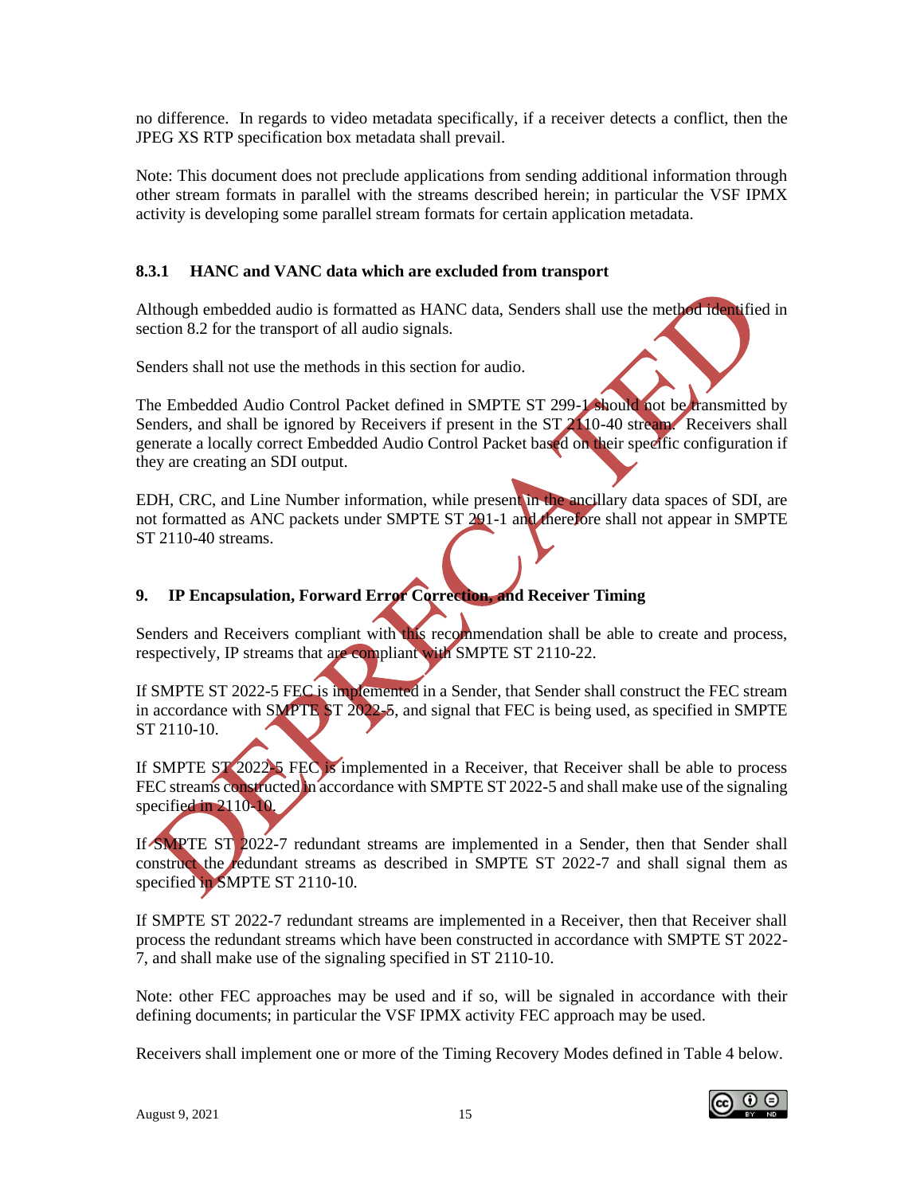no difference. In regards to video metadata specifically, if a receiver detects a conflict, then the JPEG XS RTP specification box metadata shall prevail.

Note: This document does not preclude applications from sending additional information through other stream formats in parallel with the streams described herein; in particular the VSF IPMX activity is developing some parallel stream formats for certain application metadata.

### 8.3.1 HANC and VANC data which are excluded from transport

Although embedded audio is formatted as HANC data, Senders shall use the method identified in section 8.2 for the transport of all audio signals.

Senders shall not use the methods in this section for audio.

The Embedded Audio Control Packet defined in SMPTE ST 299-1 should not be transmitted by Senders, and shall be ignored by Receivers if present in the ST 2110-40 stream. Receivers shall generate a locally correct Embedded Audio Control Packet based on their specific configuration if they are creating an SDI output.

EDH, CRC, and Line Number information, while present in the ancillary data spaces of SDI, are not formatted as ANC packets under SMPTE ST 291-1 and therefore shall not appear in SMPTE ST 2110-40 streams.

## 9. IP Encapsulation, Forward Error Correction, and Receiver Timing

Senders and Receivers compliant with this recommendation shall be able to create and process, respectively, IP streams that are compliant with SMPTE ST 2110-22.

If SMPTE ST 2022-5 FEC is implemented in a Sender, that Sender shall construct the FEC stream in accordance with SMPTE ST 2022-5, and signal that FEC is being used, as specified in SMPTE ST 2110-10.

If SMPTE ST 2022-5 FEC is implemented in a Receiver, that Receiver shall be able to process FEC streams constructed in accordance with SMPTE ST 2022-5 and shall make use of the signaling specified in 2110-10.

If SMPTE ST 2022-7 redundant streams are implemented in a Sender, then that Sender shall construct the redundant streams as described in SMPTE ST 2022-7 and shall signal them as specified in SMPTE ST 2110-10.

If SMPTE ST 2022-7 redundant streams are implemented in a Receiver, then that Receiver shall process the redundant streams which have been constructed in accordance with SMPTE ST 2022-7, and shall make use of the signaling specified in ST 2110-10.

Note: other FEC approaches may be used and if so, will be signaled in accordance with their defining documents; in particular the VSF IPMX activity FEC approach may be used.

Receivers shall implement one or more of the Timing Recovery Modes defined in Table 4 below.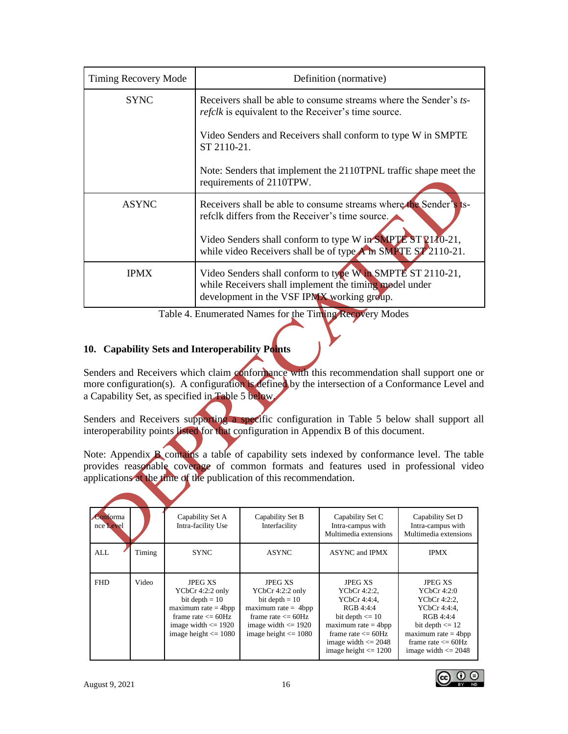| Timing Recovery Mode | Definition (normative) |
|---|---|
| SYNC | Receivers shall be able to consume streams where the Sender's *ts-refclk* is equivalent to the Receiver's time source.<br><br>Video Senders and Receivers shall conform to type W in SMPTE ST 2110-21.<br><br>Note: Senders that implement the 2110TPNL traffic shape meet the requirements of 2110TPW. |
| ASYNC | Receivers shall be able to consume streams where the Sender's ts-refclk differs from the Receiver's time source.<br><br>Video Senders shall conform to type W in SMPTE ST 2110-21, while video Receivers shall be of type A in SMPTE ST 2110-21. |
| IPMX | Video Senders shall conform to type W in SMPTE ST 2110-21, while Receivers shall implement the timing model under development in the VSF IPMX working group. |

Table 4. Enumerated Names for the Timing Recovery Modes

## 10. Capability Sets and Interoperability Points

Senders and Receivers which claim conformance with this recommendation shall support one or more configuration(s). A configuration is defined by the intersection of a Conformance Level and a Capability Set, as specified in Table 5 below.

Senders and Receivers supporting a specific configuration in Table 5 below shall support all interoperability points listed for that configuration in Appendix B of this document.

Note: Appendix B contains a table of capability sets indexed by conformance level. The table provides reasonable coverage of common formats and features used in professional video applications at the time of the publication of this recommendation.

| Conformance Level | | Capability Set A Intra-facility Use | Capability Set B Interfacility | Capability Set C Intra-campus with Multimedia extensions | Capability Set D Intra-campus with Multimedia extensions |
|---|---|---|---|---|---|
| ALL | Timing | SYNC | ASYNC | ASYNC and IPMX | IPMX |
| FHD | Video | JPEG XS<br>YCbCr 4:2:2 only<br>bit depth = 10<br>maximum rate = 4bpp<br>frame rate <= 60Hz<br>image width <= 1920<br>image height <= 1080 | JPEG XS<br>YCbCr 4:2:2 only<br>bit depth = 10<br>maximum rate = 4bpp<br>frame rate <= 60Hz<br>image width <= 1920<br>image height <= 1080 | JPEG XS<br>YCbCr 4:2:2,<br>YCbCr 4:4:4,<br>RGB 4:4:4<br>bit depth <= 10<br>maximum rate = 4bpp<br>frame rate <= 60Hz<br>image width <= 2048<br>image height <= 1200 | JPEG XS<br>YCbCr 4:2:0<br>YCbCr 4:2:2,<br>YCbCr 4:4:4,<br>RGB 4:4:4<br>bit depth <= 12<br>maximum rate = 4bpp<br>frame rate <= 60Hz<br>image width <= 2048 |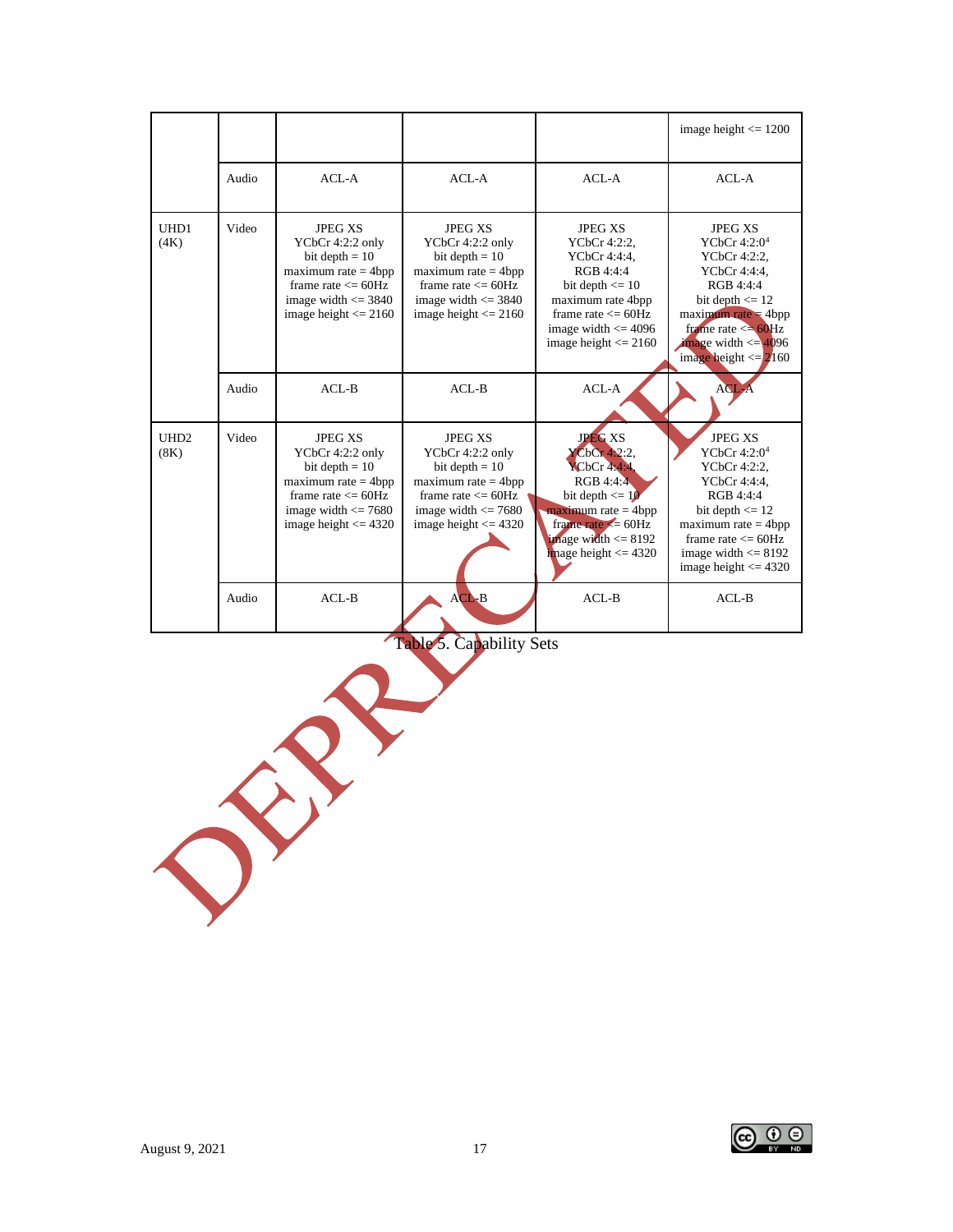| | | | | | |
|---|---|---|---|---|---|
| | | | | | image height <= 1200 |
| | Audio | ACL-A | ACL-A | ACL-A | ACL-A |
| UHD1 (4K) | Video | JPEG XS YCbCr 4:2:2 only bit depth = 10 maximum rate = 4bpp frame rate <= 60Hz image width <= 3840 image height <= 2160 | JPEG XS YCbCr 4:2:2 only bit depth = 10 maximum rate = 4bpp frame rate <= 60Hz image width <= 3840 image height <= 2160 | JPEG XS YCbCr 4:2:2, YCbCr 4:4:4, RGB 4:4:4 bit depth <= 10 maximum rate 4bpp frame rate <= 60Hz image width <= 4096 image height <= 2160 | JPEG XS YCbCr 4:2:0[4] YCbCr 4:2:2, YCbCr 4:4:4, RGB 4:4:4 bit depth <= 12 maximum rate = 4bpp frame rate <= 60Hz image width <= 4096 image height <= 2160 |
| | Audio | ACL-B | ACL-B | ACL-A | ACL-A |
| UHD2 (8K) | Video | JPEG XS YCbCr 4:2:2 only bit depth = 10 maximum rate = 4bpp frame rate <= 60Hz image width <= 7680 image height <= 4320 | JPEG XS YCbCr 4:2:2 only bit depth = 10 maximum rate = 4bpp frame rate <= 60Hz image width <= 7680 image height <= 4320 | JPEG XS YCbCr 4:2:2, YCbCr 4:4:4, RGB 4:4:4 bit depth <= 10 maximum rate = 4bpp frame rate <= 60Hz image width <= 8192 image height <= 4320 | JPEG XS YCbCr 4:2:0[4] YCbCr 4:2:2, YCbCr 4:4:4, RGB 4:4:4 bit depth <= 12 maximum rate = 4bpp frame rate <= 60Hz image width <= 8192 image height <= 4320 |
| | Audio | ACL-B | ACL-B | ACL-B | ACL-B |

Table 5. Capability Sets

DEPRECATED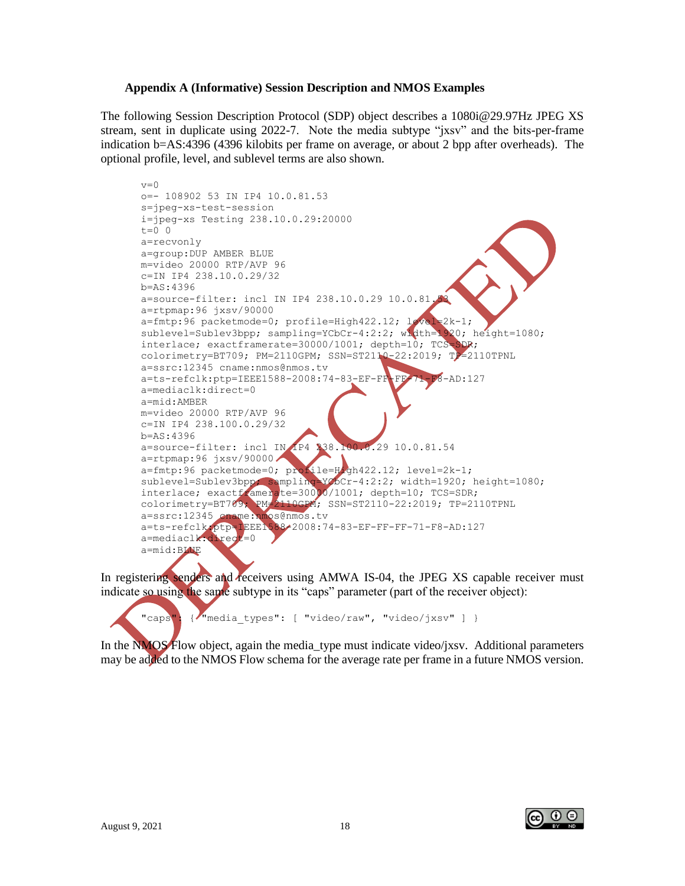### Appendix A (Informative) Session Description and NMOS Examples

The following Session Description Protocol (SDP) object describes a 1080i@29.97Hz JPEG XS stream, sent in duplicate using 2022-7. Note the media subtype "jxsv" and the bits-per-frame indication b=AS:4396 (4396 kilobits per frame on average, or about 2 bpp after overheads). The optional profile, level, and sublevel terms are also shown.

```
v=0
o=- 108902 53 IN IP4 10.0.81.53
s=jpeg-xs-test-session
i=jpeg-xs Testing 238.10.0.29:20000
t=0 0
a=recvonly
a=group:DUP AMBER BLUE
m=video 20000 RTP/AVP 96
c=IN IP4 238.10.0.29/32
b=AS:4396
a=source-filter: incl IN IP4 238.10.0.29 10.0.81.53
a=rtpmap:96 jxsv/90000
a=fmtp:96 packetmode=0; profile=High422.12; level=2k-1;
sublevel=Sublev3bpp; sampling=YCbCr-4:2:2; width=1920; height=1080;
interlace; exactframerate=30000/1001; depth=10; TCS=SDR;
colorimetry=BT709; PM=2110GPM; SSN=ST2110-22:2019; TP=2110TPNL
a=ssrc:12345 cname:nmos@nmos.tv
a=ts-refclk:ptp=IEEE1588-2008:74-83-EF-FF-FF-71-F8-AD:127
a=mediaclk:direct=0
a=mid:AMBER
m=video 20000 RTP/AVP 96
c=IN IP4 238.100.0.29/32
b=AS:4396
a=source-filter: incl IN IP4 238.100.0.29 10.0.81.54
a=rtpmap:96 jxsv/90000
a=fmtp:96 packetmode=0; profile=High422.12; level=2k-1;
sublevel=Sublev3bpp; sampling=YCbCr-4:2:2; width=1920; height=1080;
interlace; exactframerate=30000/1001; depth=10; TCS=SDR;
colorimetry=BT709; PM=2110GPM; SSN=ST2110-22:2019; TP=2110TPNL
a=ssrc:12345 cname:nmos@nmos.tv
a=ts-refclk:ptp=IEEE1588-2008:74-83-EF-FF-FF-71-F8-AD:127
a=mediaclk:direct=0
a=mid:BLUE
```

In registering senders and receivers using AMWA IS-04, the JPEG XS capable receiver must indicate so using the same subtype in its "caps" parameter (part of the receiver object):

```
"caps": { "media_types": [ "video/raw", "video/jxsv" ] }
```

In the NMOS Flow object, again the media_type must indicate video/jxsv. Additional parameters may be added to the NMOS Flow schema for the average rate per frame in a future NMOS version.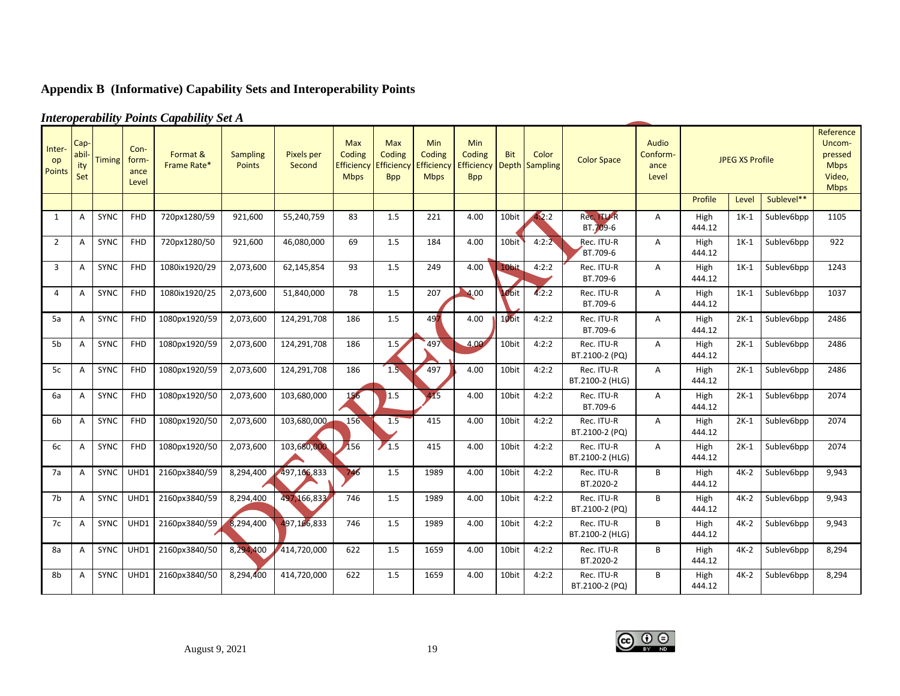## Appendix B (Informative) Capability Sets and Interoperability Points

### *Interoperability Points Capability Set A*

| Inter-op Points | Cap-ability Set | Timing | Con-form-ance Level | Format & Frame Rate* | Sampling Points | Pixels per Second | Max Coding Efficiency Mbps | Max Coding Efficiency Bpp | Min Coding Efficiency Mbps | Min Coding Efficiency Bpp | Bit Depth | Color Sampling | Color Space | Audio Conform-ance Level | JPEG XS Profile | | | Reference Uncom-pressed Mbps Video, Mbps |
|---|---|---|---|---|---|---|---|---|---|---|---|---|---|---|---|---|---|---|
| | | | | | | | | | | | | | | | Profile | Level | Sublevel** | |
| 1 | A | SYNC | FHD | 720px1280/59 | 921,600 | 55,240,759 | 83 | 1.5 | 221 | 4.00 | 10bit | 4:2:2 | Rec. ITU-R BT.709-6 | A | High 444.12 | 1K-1 | Sublev6bpp | 1105 |
| 2 | A | SYNC | FHD | 720px1280/50 | 921,600 | 46,080,000 | 69 | 1.5 | 184 | 4.00 | 10bit | 4:2:2 | Rec. ITU-R BT.709-6 | A | High 444.12 | 1K-1 | Sublev6bpp | 922 |
| 3 | A | SYNC | FHD | 1080ix1920/29 | 2,073,600 | 62,145,854 | 93 | 1.5 | 249 | 4.00 | 10bit | 4:2:2 | Rec. ITU-R BT.709-6 | A | High 444.12 | 1K-1 | Sublev6bpp | 1243 |
| 4 | A | SYNC | FHD | 1080ix1920/25 | 2,073,600 | 51,840,000 | 78 | 1.5 | 207 | 4.00 | 10bit | 4:2:2 | Rec. ITU-R BT.709-6 | A | High 444.12 | 1K-1 | Sublev6bpp | 1037 |
| 5a | A | SYNC | FHD | 1080px1920/59 | 2,073,600 | 124,291,708 | 186 | 1.5 | 497 | 4.00 | 10bit | 4:2:2 | Rec. ITU-R BT.709-6 | A | High 444.12 | 2K-1 | Sublev6bpp | 2486 |
| 5b | A | SYNC | FHD | 1080px1920/59 | 2,073,600 | 124,291,708 | 186 | 1.5 | 497 | 4.00 | 10bit | 4:2:2 | Rec. ITU-R BT.2100-2 (PQ) | A | High 444.12 | 2K-1 | Sublev6bpp | 2486 |
| 5c | A | SYNC | FHD | 1080px1920/59 | 2,073,600 | 124,291,708 | 186 | 1.5 | 497 | 4.00 | 10bit | 4:2:2 | Rec. ITU-R BT.2100-2 (HLG) | A | High 444.12 | 2K-1 | Sublev6bpp | 2486 |
| 6a | A | SYNC | FHD | 1080px1920/50 | 2,073,600 | 103,680,000 | 156 | 1.5 | 415 | 4.00 | 10bit | 4:2:2 | Rec. ITU-R BT.709-6 | A | High 444.12 | 2K-1 | Sublev6bpp | 2074 |
| 6b | A | SYNC | FHD | 1080px1920/50 | 2,073,600 | 103,680,000 | 156 | 1.5 | 415 | 4.00 | 10bit | 4:2:2 | Rec. ITU-R BT.2100-2 (PQ) | A | High 444.12 | 2K-1 | Sublev6bpp | 2074 |
| 6c | A | SYNC | FHD | 1080px1920/50 | 2,073,600 | 103,680,000 | 156 | 1.5 | 415 | 4.00 | 10bit | 4:2:2 | Rec. ITU-R BT.2100-2 (HLG) | A | High 444.12 | 2K-1 | Sublev6bpp | 2074 |
| 7a | A | SYNC | UHD1 | 2160px3840/59 | 8,294,400 | 497,166,833 | 746 | 1.5 | 1989 | 4.00 | 10bit | 4:2:2 | Rec. ITU-R BT.2020-2 | B | High 444.12 | 4K-2 | Sublev6bpp | 9,943 |
| 7b | A | SYNC | UHD1 | 2160px3840/59 | 8,294,400 | 497,166,833 | 746 | 1.5 | 1989 | 4.00 | 10bit | 4:2:2 | Rec. ITU-R BT.2100-2 (PQ) | B | High 444.12 | 4K-2 | Sublev6bpp | 9,943 |
| 7c | A | SYNC | UHD1 | 2160px3840/59 | 8,294,400 | 497,166,833 | 746 | 1.5 | 1989 | 4.00 | 10bit | 4:2:2 | Rec. ITU-R BT.2100-2 (HLG) | B | High 444.12 | 4K-2 | Sublev6bpp | 9,943 |
| 8a | A | SYNC | UHD1 | 2160px3840/50 | 8,294,400 | 414,720,000 | 622 | 1.5 | 1659 | 4.00 | 10bit | 4:2:2 | Rec. ITU-R BT.2020-2 | B | High 444.12 | 4K-2 | Sublev6bpp | 8,294 |
| 8b | A | SYNC | UHD1 | 2160px3840/50 | 8,294,400 | 414,720,000 | 622 | 1.5 | 1659 | 4.00 | 10bit | 4:2:2 | Rec. ITU-R BT.2100-2 (PQ) | B | High 444.12 | 4K-2 | Sublev6bpp | 8,294 |

August 9, 2021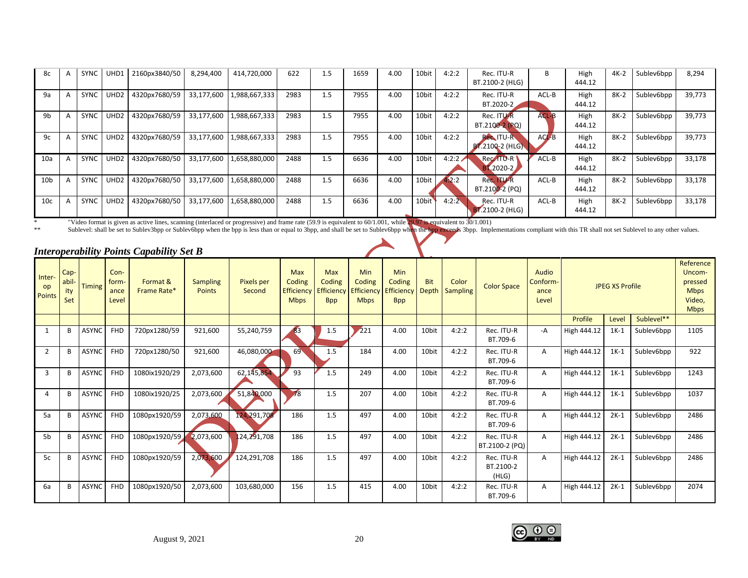| | | | | | | | | | | | | | | | | | | |
|---|---|---|---|---|---|---|---|---|---|---|---|---|---|---|---|---|---|---|
| 8c | A | SYNC | UHD1 | 2160px3840/50 | 8,294,400 | 414,720,000 | 622 | 1.5 | 1659 | 4.00 | 10bit | 4:2:2 | Rec. ITU-R BT.2100-2 (HLG) | B | High 444.12 | 4K-2 | Sublev6bpp | 8,294 |
| 9a | A | SYNC | UHD2 | 4320px7680/59 | 33,177,600 | 1,988,667,333 | 2983 | 1.5 | 7955 | 4.00 | 10bit | 4:2:2 | Rec. ITU-R BT.2020-2 | ACL-B | High 444.12 | 8K-2 | Sublev6bpp | 39,773 |
| 9b | A | SYNC | UHD2 | 4320px7680/59 | 33,177,600 | 1,988,667,333 | 2983 | 1.5 | 7955 | 4.00 | 10bit | 4:2:2 | Rec. ITU-R BT.2100-2 (PQ) | ACL-B | High 444.12 | 8K-2 | Sublev6bpp | 39,773 |
| 9c | A | SYNC | UHD2 | 4320px7680/59 | 33,177,600 | 1,988,667,333 | 2983 | 1.5 | 7955 | 4.00 | 10bit | 4:2:2 | Rec. ITU-R BT.2100-2 (HLG) | ACL-B | High 444.12 | 8K-2 | Sublev6bpp | 39,773 |
| 10a | A | SYNC | UHD2 | 4320px7680/50 | 33,177,600 | 1,658,880,000 | 2488 | 1.5 | 6636 | 4.00 | 10bit | 4:2:2 | Rec. ITU-R BT.2020-2 | ACL-B | High 444.12 | 8K-2 | Sublev6bpp | 33,178 |
| 10b | A | SYNC | UHD2 | 4320px7680/50 | 33,177,600 | 1,658,880,000 | 2488 | 1.5 | 6636 | 4.00 | 10bit | 4:2:2 | Rec. ITU-R BT.2100-2 (PQ) | ACL-B | High 444.12 | 8K-2 | Sublev6bpp | 33,178 |
| 10c | A | SYNC | UHD2 | 4320px7680/50 | 33,177,600 | 1,658,880,000 | 2488 | 1.5 | 6636 | 4.00 | 10bit | 4:2:2 | Rec. ITU-R BT.2100-2 (HLG) | ACL-B | High 444.12 | 8K-2 | Sublev6bpp | 33,178 |

\* "Video format is given as active lines, scanning (interlaced or progressive) and frame rate (59.9 is equivalent to 60/1.001, while 29.97 is equivalent to 30/1.001)

\*\* Sublevel: shall be set to Sublev3bpp or Sublev6bpp when the bpp is less than or equal to 3bpp, and shall be set to Sublev6bpp when the bpp exceeds 3bpp. Implementations compliant with this TR shall not set Sublevel to any other values.

## *Interoperability Points Capability Set B*

| Interop Points | Capability Set | Timing | Conformance Level | Format & Frame Rate* | Sampling Points | Pixels per Second | Max Coding Efficiency Mbps | Max Coding Efficiency Bpp | Min Coding Efficiency Mbps | Min Coding Efficiency Bpp | Bit Depth | Color Sampling | Color Space | Audio Conformance Level | JPEG XS Profile | | | Reference Uncompressed Mbps Video, Mbps |
|---|---|---|---|---|---|---|---|---|---|---|---|---|---|---|---|---|---|---|
| | | | | | | | | | | | | | | | Profile | Level | Sublevel** | |
| 1 | B | ASYNC | FHD | 720px1280/59 | 921,600 | 55,240,759 | 83 | 1.5 | 221 | 4.00 | 10bit | 4:2:2 | Rec. ITU-R BT.709-6 | -A | High 444.12 | 1K-1 | Sublev6bpp | 1105 |
| 2 | B | ASYNC | FHD | 720px1280/50 | 921,600 | 46,080,000 | 69 | 1.5 | 184 | 4.00 | 10bit | 4:2:2 | Rec. ITU-R BT.709-6 | A | High 444.12 | 1K-1 | Sublev6bpp | 922 |
| 3 | B | ASYNC | FHD | 1080ix1920/29 | 2,073,600 | 62,145,854 | 93 | 1.5 | 249 | 4.00 | 10bit | 4:2:2 | Rec. ITU-R BT.709-6 | A | High 444.12 | 1K-1 | Sublev6bpp | 1243 |
| 4 | B | ASYNC | FHD | 1080ix1920/25 | 2,073,600 | 51,840,000 | 78 | 1.5 | 207 | 4.00 | 10bit | 4:2:2 | Rec. ITU-R BT.709-6 | A | High 444.12 | 1K-1 | Sublev6bpp | 1037 |
| 5a | B | ASYNC | FHD | 1080px1920/59 | 2,073,600 | 124,291,708 | 186 | 1.5 | 497 | 4.00 | 10bit | 4:2:2 | Rec. ITU-R BT.709-6 | A | High 444.12 | 2K-1 | Sublev6bpp | 2486 |
| 5b | B | ASYNC | FHD | 1080px1920/59 | 2,073,600 | 124,291,708 | 186 | 1.5 | 497 | 4.00 | 10bit | 4:2:2 | Rec. ITU-R BT.2100-2 (PQ) | A | High 444.12 | 2K-1 | Sublev6bpp | 2486 |
| 5c | B | ASYNC | FHD | 1080px1920/59 | 2,073,600 | 124,291,708 | 186 | 1.5 | 497 | 4.00 | 10bit | 4:2:2 | Rec. ITU-R BT.2100-2 (HLG) | A | High 444.12 | 2K-1 | Sublev6bpp | 2486 |
| 6a | B | ASYNC | FHD | 1080px1920/50 | 2,073,600 | 103,680,000 | 156 | 1.5 | 415 | 4.00 | 10bit | 4:2:2 | Rec. ITU-R BT.709-6 | A | High 444.12 | 2K-1 | Sublev6bpp | 2074 |

August 9, 2021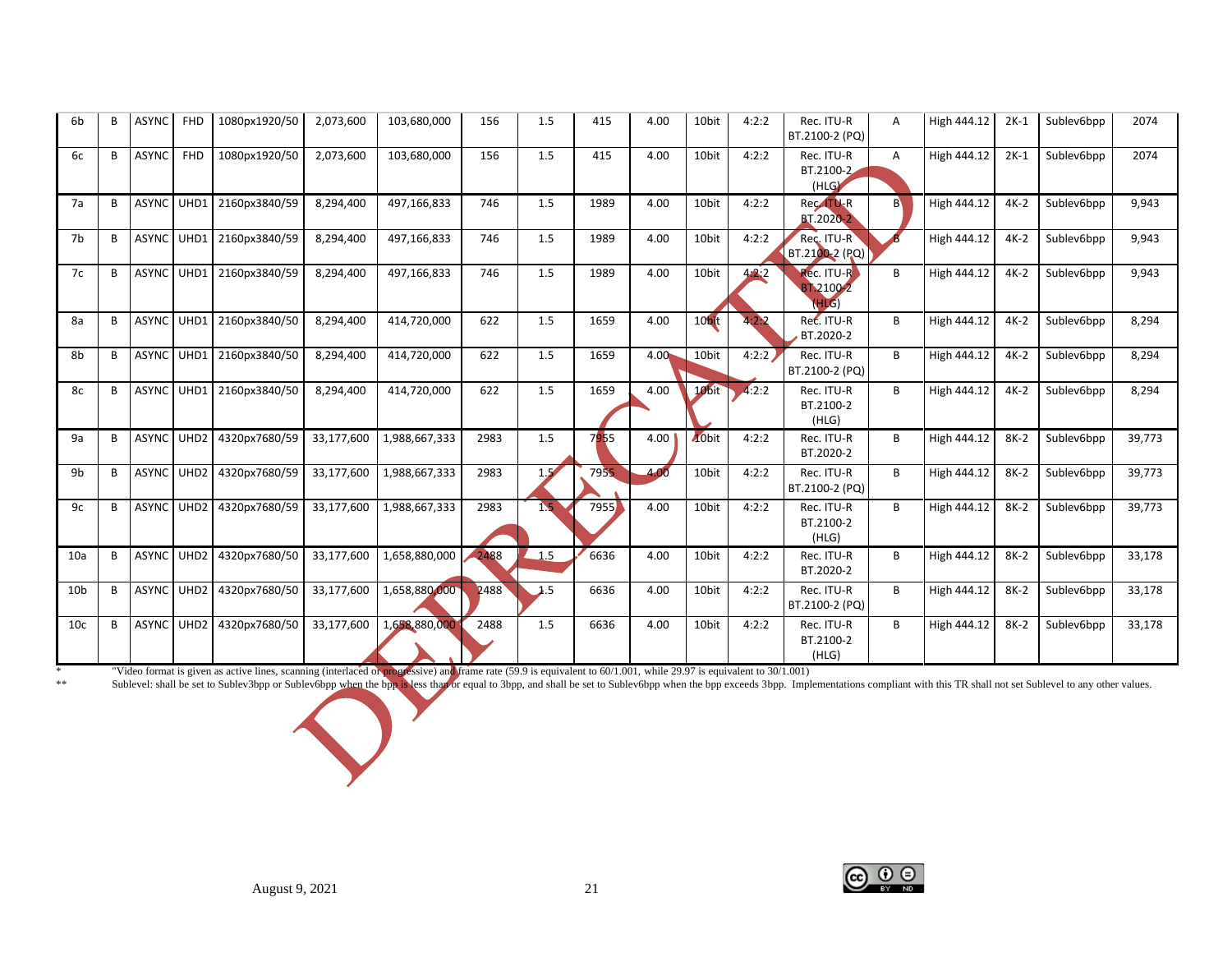| | | | | | | | | | | | | | | | | | | |
|---|---|---|---|---|---|---|---|---|---|---|---|---|---|---|---|---|---|---|
| 6b | B | ASYNC | FHD | 1080px1920/50 | 2,073,600 | 103,680,000 | 156 | 1.5 | 415 | 4.00 | 10bit | 4:2:2 | Rec. ITU-R BT.2100-2 (PQ) | A | High 444.12 | 2K-1 | Sublev6bpp | 2074 |
| 6c | B | ASYNC | FHD | 1080px1920/50 | 2,073,600 | 103,680,000 | 156 | 1.5 | 415 | 4.00 | 10bit | 4:2:2 | Rec. ITU-R BT.2100-2 (HLG) | A | High 444.12 | 2K-1 | Sublev6bpp | 2074 |
| 7a | B | ASYNC | UHD1 | 2160px3840/59 | 8,294,400 | 497,166,833 | 746 | 1.5 | 1989 | 4.00 | 10bit | 4:2:2 | Rec. ITU-R BT.2020-2 | B | High 444.12 | 4K-2 | Sublev6bpp | 9,943 |
| 7b | B | ASYNC | UHD1 | 2160px3840/59 | 8,294,400 | 497,166,833 | 746 | 1.5 | 1989 | 4.00 | 10bit | 4:2:2 | Rec. ITU-R BT.2100-2 (PQ) | B | High 444.12 | 4K-2 | Sublev6bpp | 9,943 |
| 7c | B | ASYNC | UHD1 | 2160px3840/59 | 8,294,400 | 497,166,833 | 746 | 1.5 | 1989 | 4.00 | 10bit | 4:2:2 | Rec. ITU-R BT.2100-2 (HLG) | B | High 444.12 | 4K-2 | Sublev6bpp | 9,943 |
| 8a | B | ASYNC | UHD1 | 2160px3840/50 | 8,294,400 | 414,720,000 | 622 | 1.5 | 1659 | 4.00 | 10bit | 4:2:2 | Rec. ITU-R BT.2020-2 | B | High 444.12 | 4K-2 | Sublev6bpp | 8,294 |
| 8b | B | ASYNC | UHD1 | 2160px3840/50 | 8,294,400 | 414,720,000 | 622 | 1.5 | 1659 | 4.00 | 10bit | 4:2:2 | Rec. ITU-R BT.2100-2 (PQ) | B | High 444.12 | 4K-2 | Sublev6bpp | 8,294 |
| 8c | B | ASYNC | UHD1 | 2160px3840/50 | 8,294,400 | 414,720,000 | 622 | 1.5 | 1659 | 4.00 | 10bit | 4:2:2 | Rec. ITU-R BT.2100-2 (HLG) | B | High 444.12 | 4K-2 | Sublev6bpp | 8,294 |
| 9a | B | ASYNC | UHD2 | 4320px7680/59 | 33,177,600 | 1,988,667,333 | 2983 | 1.5 | 7955 | 4.00 | 10bit | 4:2:2 | Rec. ITU-R BT.2020-2 | B | High 444.12 | 8K-2 | Sublev6bpp | 39,773 |
| 9b | B | ASYNC | UHD2 | 4320px7680/59 | 33,177,600 | 1,988,667,333 | 2983 | 1.5 | 7955 | 4.00 | 10bit | 4:2:2 | Rec. ITU-R BT.2100-2 (PQ) | B | High 444.12 | 8K-2 | Sublev6bpp | 39,773 |
| 9c | B | ASYNC | UHD2 | 4320px7680/59 | 33,177,600 | 1,988,667,333 | 2983 | 1.5 | 7955 | 4.00 | 10bit | 4:2:2 | Rec. ITU-R BT.2100-2 (HLG) | B | High 444.12 | 8K-2 | Sublev6bpp | 39,773 |
| 10a | B | ASYNC | UHD2 | 4320px7680/50 | 33,177,600 | 1,658,880,000 | 2488 | 1.5 | 6636 | 4.00 | 10bit | 4:2:2 | Rec. ITU-R BT.2020-2 | B | High 444.12 | 8K-2 | Sublev6bpp | 33,178 |
| 10b | B | ASYNC | UHD2 | 4320px7680/50 | 33,177,600 | 1,658,880,000 | 2488 | 1.5 | 6636 | 4.00 | 10bit | 4:2:2 | Rec. ITU-R BT.2100-2 (PQ) | B | High 444.12 | 8K-2 | Sublev6bpp | 33,178 |
| 10c | B | ASYNC | UHD2 | 4320px7680/50 | 33,177,600 | 1,658,880,000 | 2488 | 1.5 | 6636 | 4.00 | 10bit | 4:2:2 | Rec. ITU-R BT.2100-2 (HLG) | B | High 444.12 | 8K-2 | Sublev6bpp | 33,178 |

\* "Video format is given as active lines, scanning (interlaced or progressive) and frame rate (59.9 is equivalent to 60/1.001, while 29.97 is equivalent to 30/1.001)

\*\* Sublevel: shall be set to Sublev3bpp or Sublev6bpp when the bpp is less than or equal to 3bpp, and shall be set to Sublev6bpp when the bpp exceeds 3bpp. Implementations compliant with this TR shall not set Sublevel to any other values.

DEPRECATED

August 9, 2021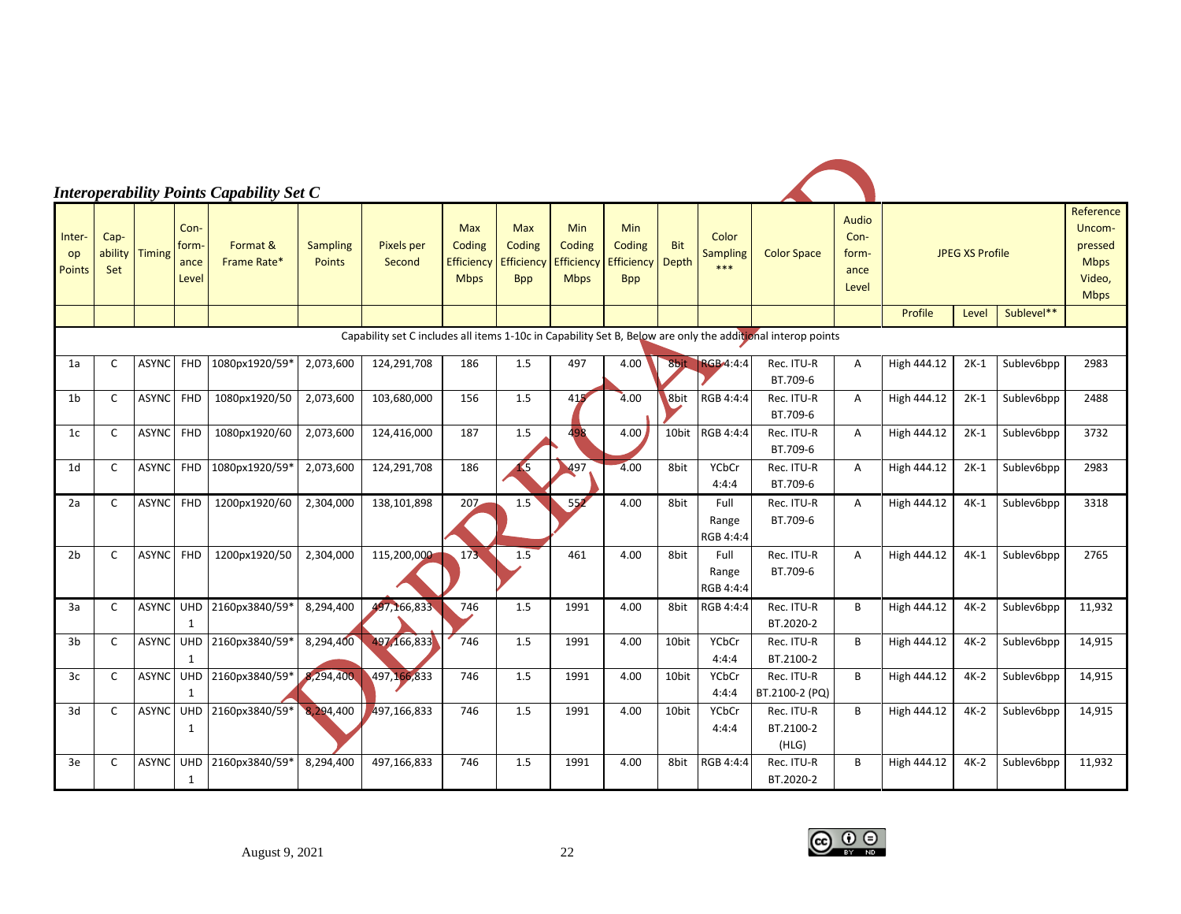### *Interoperability Points Capability Set C*

| Inter-op Points | Cap-ability Set | Timing | Con-form-ance Level | Format & Frame Rate* | Sampling Points | Pixels per Second | Max Coding Efficiency Mbps | Max Coding Efficiency Bpp | Min Coding Efficiency Mbps | Min Coding Efficiency Bpp | Bit Depth | Color Sampling *** | Color Space | Audio Con-form-ance Level | JPEG XS Profile | | | Reference Uncom-pressed Mbps Video, Mbps |
|---|---|---|---|---|---|---|---|---|---|---|---|---|---|---|---|---|---|---|
| | | | | | | | | | | | | | | | Profile | Level | Sublevel** | |
| Capability set C includes all items 1-10c in Capability Set B, Below are only the additional interop points | | | | | | | | | | | | | | | | | | |
| 1a | C | ASYNC | FHD | 1080px1920/59* | 2,073,600 | 124,291,708 | 186 | 1.5 | 497 | 4.00 | 8bit | RGB 4:4:4 | Rec. ITU-R BT.709-6 | A | High 444.12 | 2K-1 | Sublev6bpp | 2983 |
| 1b | C | ASYNC | FHD | 1080px1920/50 | 2,073,600 | 103,680,000 | 156 | 1.5 | 415 | 4.00 | 8bit | RGB 4:4:4 | Rec. ITU-R BT.709-6 | A | High 444.12 | 2K-1 | Sublev6bpp | 2488 |
| 1c | C | ASYNC | FHD | 1080px1920/60 | 2,073,600 | 124,416,000 | 187 | 1.5 | 498 | 4.00 | 10bit | RGB 4:4:4 | Rec. ITU-R BT.709-6 | A | High 444.12 | 2K-1 | Sublev6bpp | 3732 |
| 1d | C | ASYNC | FHD | 1080px1920/59* | 2,073,600 | 124,291,708 | 186 | 1.5 | 497 | 4.00 | 8bit | YCbCr 4:4:4 | Rec. ITU-R BT.709-6 | A | High 444.12 | 2K-1 | Sublev6bpp | 2983 |
| 2a | C | ASYNC | FHD | 1200px1920/60 | 2,304,000 | 138,101,898 | 207 | 1.5 | 552 | 4.00 | 8bit | Full Range RGB 4:4:4 | Rec. ITU-R BT.709-6 | A | High 444.12 | 4K-1 | Sublev6bpp | 3318 |
| 2b | C | ASYNC | FHD | 1200px1920/50 | 2,304,000 | 115,200,000 | 173 | 1.5 | 461 | 4.00 | 8bit | Full Range RGB 4:4:4 | Rec. ITU-R BT.709-6 | A | High 444.12 | 4K-1 | Sublev6bpp | 2765 |
| 3a | C | ASYNC | UHD 1 | 2160px3840/59* | 8,294,400 | 497,166,833 | 746 | 1.5 | 1991 | 4.00 | 8bit | RGB 4:4:4 | Rec. ITU-R BT.2020-2 | B | High 444.12 | 4K-2 | Sublev6bpp | 11,932 |
| 3b | C | ASYNC | UHD 1 | 2160px3840/59* | 8,294,400 | 497,166,833 | 746 | 1.5 | 1991 | 4.00 | 10bit | YCbCr 4:4:4 | Rec. ITU-R BT.2100-2 | B | High 444.12 | 4K-2 | Sublev6bpp | 14,915 |
| 3c | C | ASYNC | UHD 1 | 2160px3840/59* | 8,294,400 | 497,166,833 | 746 | 1.5 | 1991 | 4.00 | 10bit | YCbCr 4:4:4 | Rec. ITU-R BT.2100-2 (PQ) | B | High 444.12 | 4K-2 | Sublev6bpp | 14,915 |
| 3d | C | ASYNC | UHD 1 | 2160px3840/59* | 8,294,400 | 497,166,833 | 746 | 1.5 | 1991 | 4.00 | 10bit | YCbCr 4:4:4 | Rec. ITU-R BT.2100-2 (HLG) | B | High 444.12 | 4K-2 | Sublev6bpp | 14,915 |
| 3e | C | ASYNC | UHD 1 | 2160px3840/59* | 8,294,400 | 497,166,833 | 746 | 1.5 | 1991 | 4.00 | 8bit | RGB 4:4:4 | Rec. ITU-R BT.2020-2 | B | High 444.12 | 4K-2 | Sublev6bpp | 11,932 |

DEPRECATED

August 9, 2021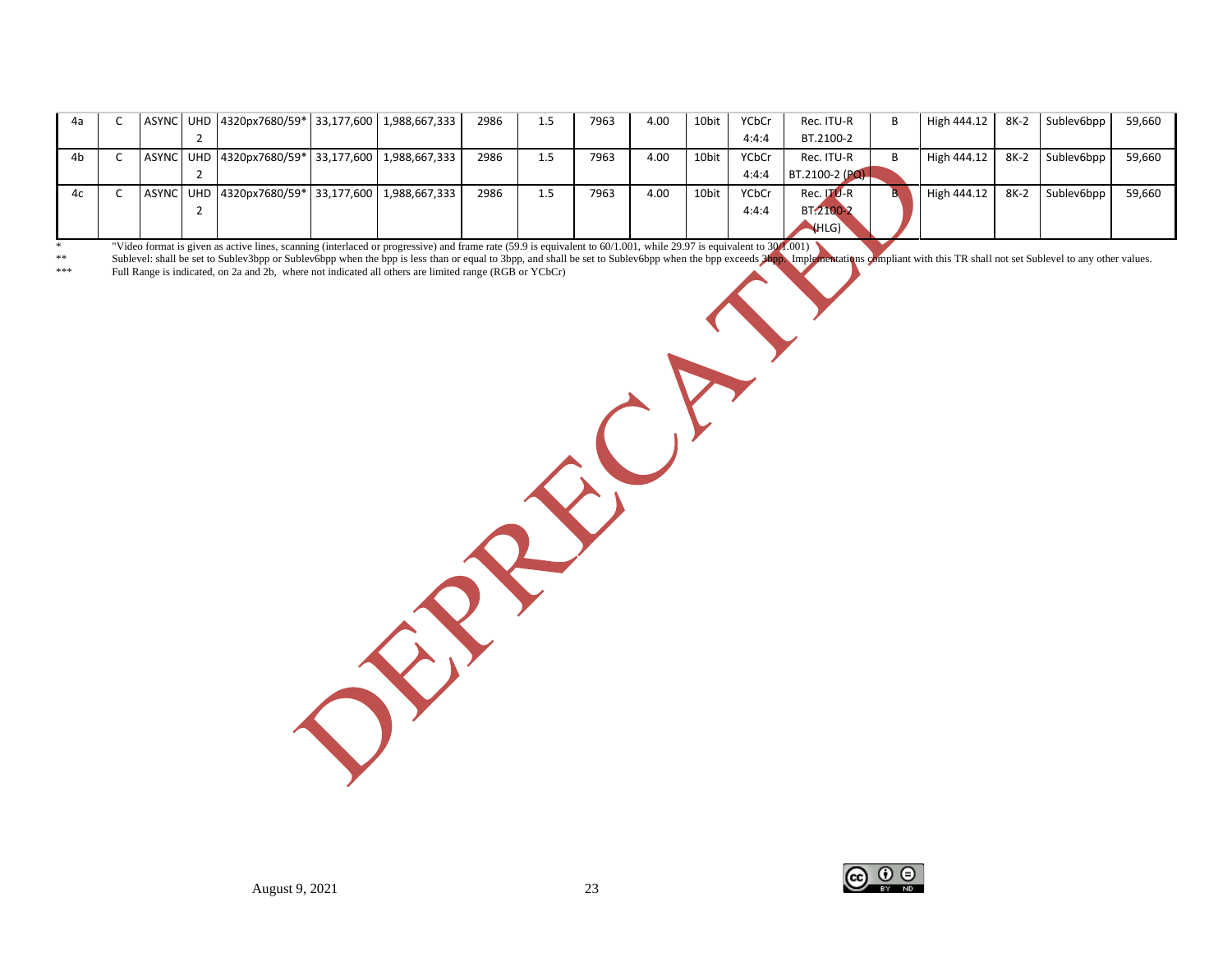| | | | | | | | | | | | | | | | | | | |
|---|---|---|---|---|---|---|---|---|---|---|---|---|---|---|---|---|---|---|
| 4a | C | ASYNC | UHD 2 | 4320px7680/59* | 33,177,600 | 1,988,667,333 | 2986 | 1.5 | 7963 | 4.00 | 10bit | YCbCr 4:4:4 | Rec. ITU-R BT.2100-2 | B | High 444.12 | 8K-2 | Sublev6bpp | 59,660 |
| 4b | C | ASYNC | UHD 2 | 4320px7680/59* | 33,177,600 | 1,988,667,333 | 2986 | 1.5 | 7963 | 4.00 | 10bit | YCbCr 4:4:4 | Rec. ITU-R BT.2100-2 (PQ) | B | High 444.12 | 8K-2 | Sublev6bpp | 59,660 |
| 4c | C | ASYNC | UHD 2 | 4320px7680/59* | 33,177,600 | 1,988,667,333 | 2986 | 1.5 | 7963 | 4.00 | 10bit | YCbCr 4:4:4 | Rec. ITU-R BT.2100-2 (HLG) | B | High 444.12 | 8K-2 | Sublev6bpp | 59,660 |

\* "Video format is given as active lines, scanning (interlaced or progressive) and frame rate (59.9 is equivalent to 60/1.001, while 29.97 is equivalent to 30/1.001)

** Sublevel: shall be set to Sublev3bpp or Sublev6bpp when the bpp is less than or equal to 3bpp, and shall be set to Sublev6bpp when the bpp exceeds 3bpp. Implementations compliant with this TR shall not set Sublevel to any other values.

*** Full Range is indicated, on 2a and 2b, where not indicated all others are limited range (RGB or YCbCr)

DEPRECATED

August 9, 2021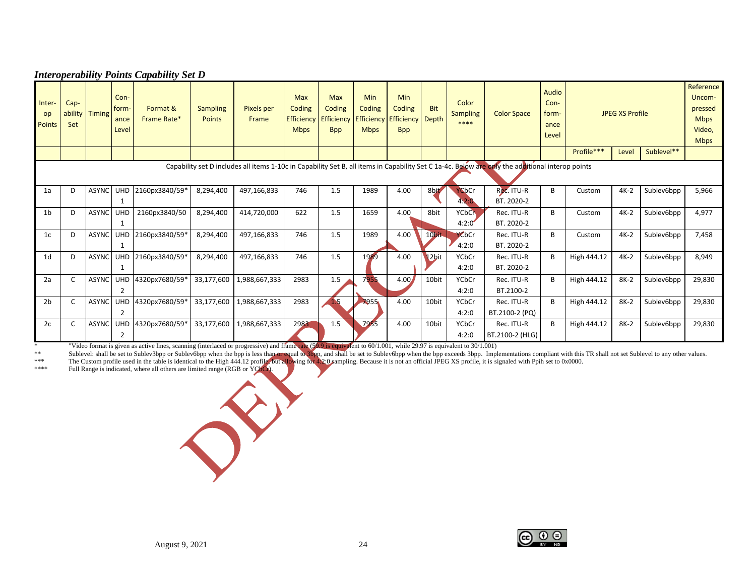### *Interoperability Points Capability Set D*

| Inter-op Points | Cap-ability Set | Timing | Con-form-ance Level | Format & Frame Rate* | Sampling Points | Pixels per Frame | Max Coding Efficiency Mbps | Max Coding Efficiency Bpp | Min Coding Efficiency Mbps | Min Coding Efficiency Bpp | Bit Depth | Color Sampling **** | Color Space | Audio Con-form-ance Level | JPEG XS Profile | | | Reference Uncom-pressed Mbps Video, Mbps |
|---|---|---|---|---|---|---|---|---|---|---|---|---|---|---|---|---|---|---|
| | | | | | | | | | | | | | | | Profile*** | Level | Sublevel** | |
| Capability set D includes all items 1-10c in Capability Set B, all items in Capability Set C 1a-4c. Below are only the additional interop points | | | | | | | | | | | | | | | | | | |
| 1a | D | ASYNC | UHD 1 | 2160px3840/59* | 8,294,400 | 497,166,833 | 746 | 1.5 | 1989 | 4.00 | 8bit | YCbCr 4:2:0 | Rec. ITU-R BT. 2020-2 | B | Custom | 4K-2 | Sublev6bpp | 5,966 |
| 1b | D | ASYNC | UHD 1 | 2160px3840/50 | 8,294,400 | 414,720,000 | 622 | 1.5 | 1659 | 4.00 | 8bit | YCbCr 4:2:0 | Rec. ITU-R BT. 2020-2 | B | Custom | 4K-2 | Sublev6bpp | 4,977 |
| 1c | D | ASYNC | UHD 1 | 2160px3840/59* | 8,294,400 | 497,166,833 | 746 | 1.5 | 1989 | 4.00 | 10bit | YCbCr 4:2:0 | Rec. ITU-R BT. 2020-2 | B | Custom | 4K-2 | Sublev6bpp | 7,458 |
| 1d | D | ASYNC | UHD 1 | 2160px3840/59* | 8,294,400 | 497,166,833 | 746 | 1.5 | 1989 | 4.00 | 12bit | YCbCr 4:2:0 | Rec. ITU-R BT. 2020-2 | B | High 444.12 | 4K-2 | Sublev6bpp | 8,949 |
| 2a | C | ASYNC | UHD 2 | 4320px7680/59* | 33,177,600 | 1,988,667,333 | 2983 | 1.5 | 7955 | 4.00 | 10bit | YCbCr 4:2:0 | Rec. ITU-R BT.2100-2 | B | High 444.12 | 8K-2 | Sublev6bpp | 29,830 |
| 2b | C | ASYNC | UHD 2 | 4320px7680/59* | 33,177,600 | 1,988,667,333 | 2983 | 1.5 | 7955 | 4.00 | 10bit | YCbCr 4:2:0 | Rec. ITU-R BT.2100-2 (PQ) | B | High 444.12 | 8K-2 | Sublev6bpp | 29,830 |
| 2c | C | ASYNC | UHD 2 | 4320px7680/59* | 33,177,600 | 1,988,667,333 | 2983 | 1.5 | 7955 | 4.00 | 10bit | YCbCr 4:2:0 | Rec. ITU-R BT.2100-2 (HLG) | B | High 444.12 | 8K-2 | Sublev6bpp | 29,830 |

\* "Video format is given as active lines, scanning (interlaced or progressive) and frame rate (59.9 is equivalent to 60/1.001, while 29.97 is equivalent to 30/1.001)

\*\* Sublevel: shall be set to Sublev3bpp or Sublev6bpp when the bpp is less than or equal to 3bpp, and shall be set to Sublev6bpp when the bpp exceeds 3bpp. Implementations compliant with this TR shall not set Sublevel to any other values.

\*\*\* The Custom profile used in the table is identical to the High 444.12 profile, but allowing for 4:2:0 sampling. Because it is not an official JPEG XS profile, it is signaled with Ppih set to 0x0000.

\*\*\*\* Full Range is indicated, where all others are limited range (RGB or YCbCr).

DEPRECATED

August 9, 2021